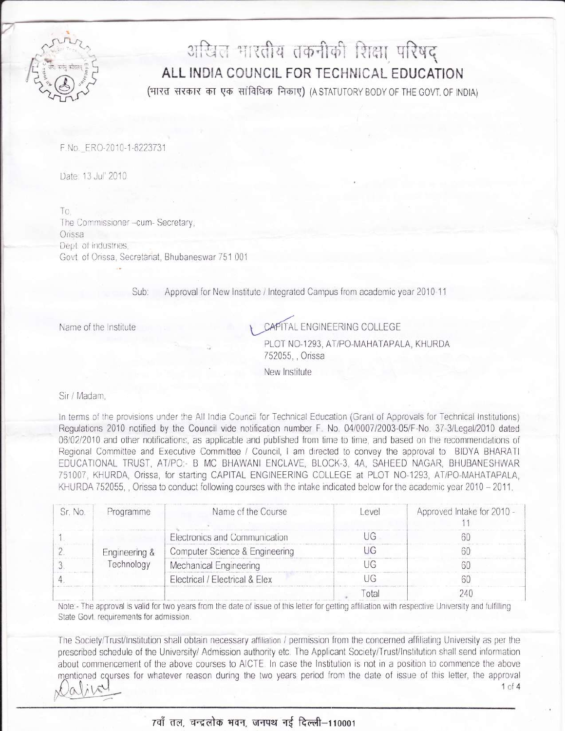# अखिल भारतीय तकनीकी शिक्षा परिषद्

# ALL INDIA COUNCIL FOR TECHNICAL EDUCATION

(भारत सरकार का एक सांविधिक निकाए) (A STATUTORY BODY OF THE GOVT. OF INDIA)

F.No. ERO-2010-1-8223731

Date: 13 Jul' 2010

To,
The Commissioner –cum- Secretary,
Orissa
Dept. of Industries,
Govt. of Orissa, Secretariat, Bhubaneswar 751 001

Sub: Approval for New Institute / Integrated Campus from academic year 2010-11

Name of the Institute: CAPITAL ENGINEERING COLLEGE
PLOT NO-1293, AT/PO-MAHATAPALA, KHURDA
752055, , Orissa
New Institute

Sir / Madam,

In terms of the provisions under the All India Council for Technical Education (Grant of Approvals for Technical Institutions) Regulations 2010 notified by the Council vide notification number F. No. 04/0007/2003-05/F-No. 37-3/Legal/2010 dated 06/02/2010 and other notifications, as applicable and published from time to time, and based on the recommendations of Regional Committee and Executive Committee / Council, I am directed to convey the approval to BIDYA BHARATI EDUCATIONAL TRUST, AT/PO:- B MC BHAWANI ENCLAVE, BLOCK-3, 4A, SAHEED NAGAR, BHUBANESHWAR 751007, KHURDA, Orissa, for starting CAPITAL ENGINEERING COLLEGE at PLOT NO-1293, AT/PO-MAHATAPALA, KHURDA 752055, , Orissa to conduct following courses with the intake indicated below for the academic year 2010 – 2011.

| Sr. No. | Programme | Name of the Course | Level | Approved Intake for 2010 - 11 |
|---|---|---|---|---|
| 1. | Engineering & Technology | Electronics and Communication | UG | 60 |
| 2. | | Computer Science & Engineering | UG | 60 |
| 3. | | Mechanical Engineering | UG | 60 |
| 4. | | Electrical / Electrical & Elex | UG | 60 |
| | | | Total | 240 |

Note:- The approval is valid for two years from the date of issue of this letter for getting affiliation with respective University and fulfilling State Govt. requirements for admission.

The Society/Trust/Institution shall obtain necessary affiliation / permission from the concerned affiliating University as per the prescribed schedule of the University/ Admission authority etc. The Applicant Society/Trust/Institution shall send information about commencement of the above courses to AICTE. In case the Institution is not in a position to commence the above mentioned courses for whatever reason during the two years period from the date of issue of this letter, the approval

7वाँ तल, चन्द्रलोक भवन, जनपथ नई दिल्ली–110001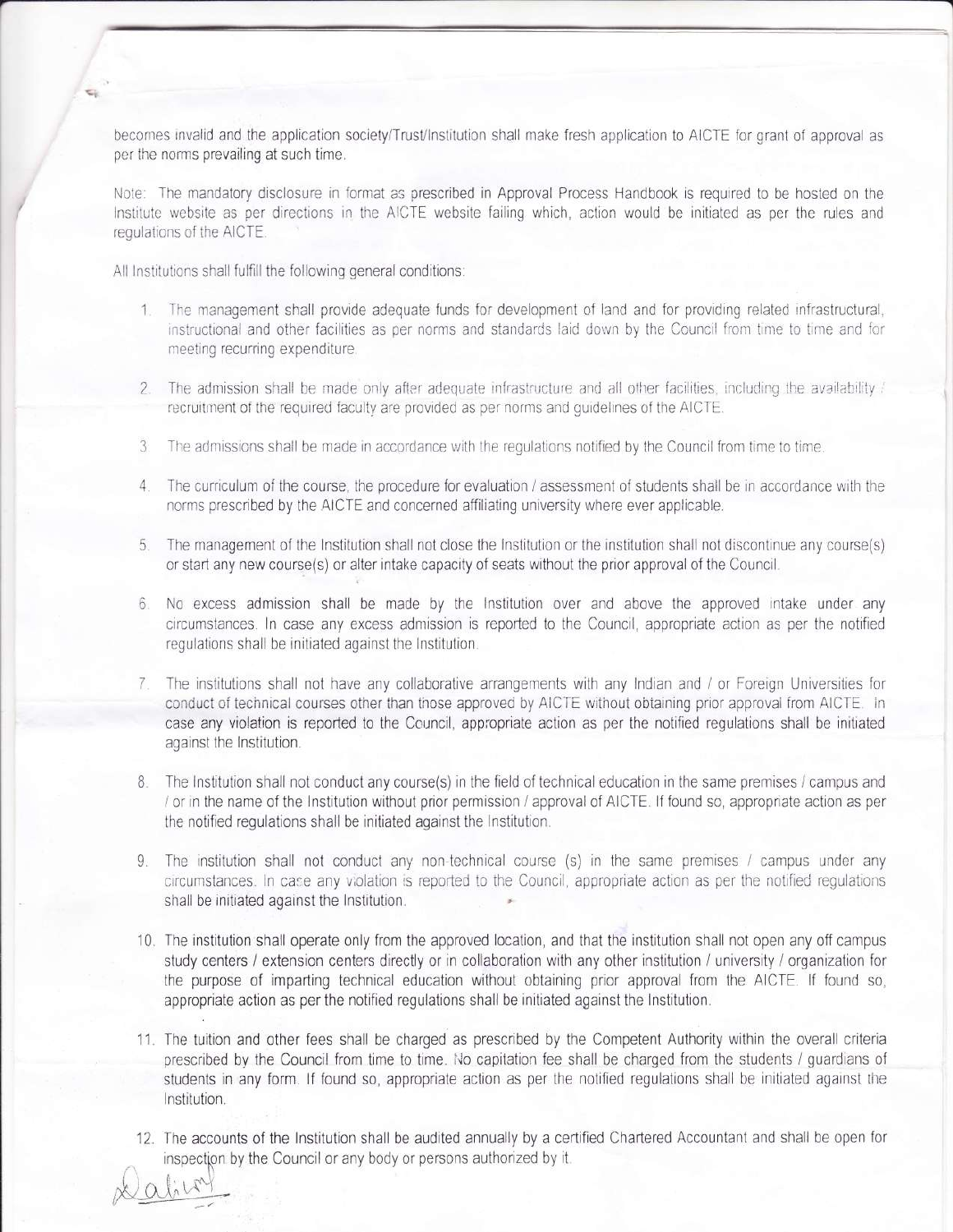becomes invalid and the application society/Trust/Institution shall make fresh application to AICTE for grant of approval as per the norms prevailing at such time.

Note: The mandatory disclosure in format as prescribed in Approval Process Handbook is required to be hosted on the Institute website as per directions in the AICTE website failing which, action would be initiated as per the rules and regulations of the AICTE.

All Institutions shall fulfill the following general conditions:

1. The management shall provide adequate funds for development of land and for providing related infrastructural, instructional and other facilities as per norms and standards laid down by the Council from time to time and for meeting recurring expenditure.

2. The admission shall be made only after adequate infrastructure and all other facilities, including the availability / recruitment of the required faculty are provided as per norms and guidelines of the AICTE.

3. The admissions shall be made in accordance with the regulations notified by the Council from time to time.

4. The curriculum of the course, the procedure for evaluation / assessment of students shall be in accordance with the norms prescribed by the AICTE and concerned affiliating university where ever applicable.

5. The management of the Institution shall not close the Institution or the institution shall not discontinue any course(s) or start any new course(s) or alter intake capacity of seats without the prior approval of the Council.

6. No excess admission shall be made by the Institution over and above the approved intake under any circumstances. In case any excess admission is reported to the Council, appropriate action as per the notified regulations shall be initiated against the Institution.

7. The institutions shall not have any collaborative arrangements with any Indian and / or Foreign Universities for conduct of technical courses other than those approved by AICTE without obtaining prior approval from AICTE. In case any violation is reported to the Council, appropriate action as per the notified regulations shall be initiated against the Institution.

8. The Institution shall not conduct any course(s) in the field of technical education in the same premises / campus and / or in the name of the Institution without prior permission / approval of AICTE. If found so, appropriate action as per the notified regulations shall be initiated against the Institution.

9. The institution shall not conduct any non-technical course (s) in the same premises / campus under any circumstances. In case any violation is reported to the Council, appropriate action as per the notified regulations shall be initiated against the Institution.

10. The institution shall operate only from the approved location, and that the institution shall not open any off campus study centers / extension centers directly or in collaboration with any other institution / university / organization for the purpose of imparting technical education without obtaining prior approval from the AICTE. If found so, appropriate action as per the notified regulations shall be initiated against the Institution.

11. The tuition and other fees shall be charged as prescribed by the Competent Authority within the overall criteria prescribed by the Council from time to time. No capitation fee shall be charged from the students / guardians of students in any form. If found so, appropriate action as per the notified regulations shall be initiated against the Institution.

12. The accounts of the Institution shall be audited annually by a certified Chartered Accountant and shall be open for inspection by the Council or any body or persons authorized by it.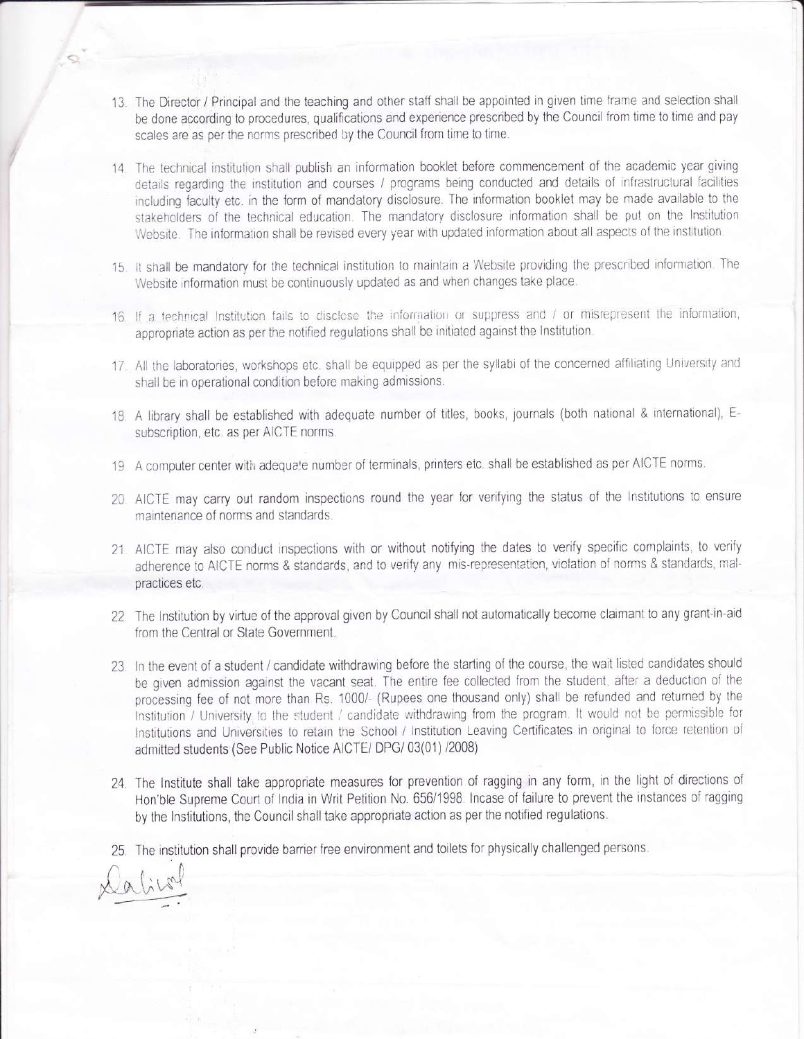13. The Director / Principal and the teaching and other staff shall be appointed in given time frame and selection shall be done according to procedures, qualifications and experience prescribed by the Council from time to time and pay scales are as per the norms prescribed by the Council from time to time.

14. The technical institution shall publish an information booklet before commencement of the academic year giving details regarding the institution and courses / programs being conducted and details of infrastructural facilities including faculty etc. in the form of mandatory disclosure. The information booklet may be made available to the stakeholders of the technical education. The mandatory disclosure information shall be put on the Institution Website. The information shall be revised every year with updated information about all aspects of the institution.

15. It shall be mandatory for the technical institution to maintain a Website providing the prescribed information. The Website information must be continuously updated as and when changes take place.

16. If a technical Institution fails to disclose the information or suppress and / or misrepresent the information, appropriate action as per the notified regulations shall be initiated against the Institution.

17. All the laboratories, workshops etc. shall be equipped as per the syllabi of the concerned affiliating University and shall be in operational condition before making admissions.

18. A library shall be established with adequate number of titles, books, journals (both national & international), E-subscription, etc. as per AICTE norms.

19. A computer center with adequate number of terminals, printers etc. shall be established as per AICTE norms.

20. AICTE may carry out random inspections round the year for verifying the status of the Institutions to ensure maintenance of norms and standards.

21. AICTE may also conduct inspections with or without notifying the dates to verify specific complaints, to verify adherence to AICTE norms & standards, and to verify any mis-representation, violation of norms & standards, mal-practices etc.

22. The Institution by virtue of the approval given by Council shall not automatically become claimant to any grant-in-aid from the Central or State Government.

23. In the event of a student / candidate withdrawing before the starting of the course, the wait listed candidates should be given admission against the vacant seat. The entire fee collected from the student, after a deduction of the processing fee of not more than Rs. 1000/- (Rupees one thousand only) shall be refunded and returned by the Institution / University to the student / candidate withdrawing from the program. It would not be permissible for Institutions and Universities to retain the School / Institution Leaving Certificates in original to force retention of admitted students (See Public Notice AICTE/ DPG/ 03(01) /2008)

24. The Institute shall take appropriate measures for prevention of ragging in any form, in the light of directions of Hon'ble Supreme Court of India in Writ Petition No. 656/1998. Incase of failure to prevent the instances of ragging by the Institutions, the Council shall take appropriate action as per the notified regulations.

25. The institution shall provide barrier free environment and toilets for physically challenged persons.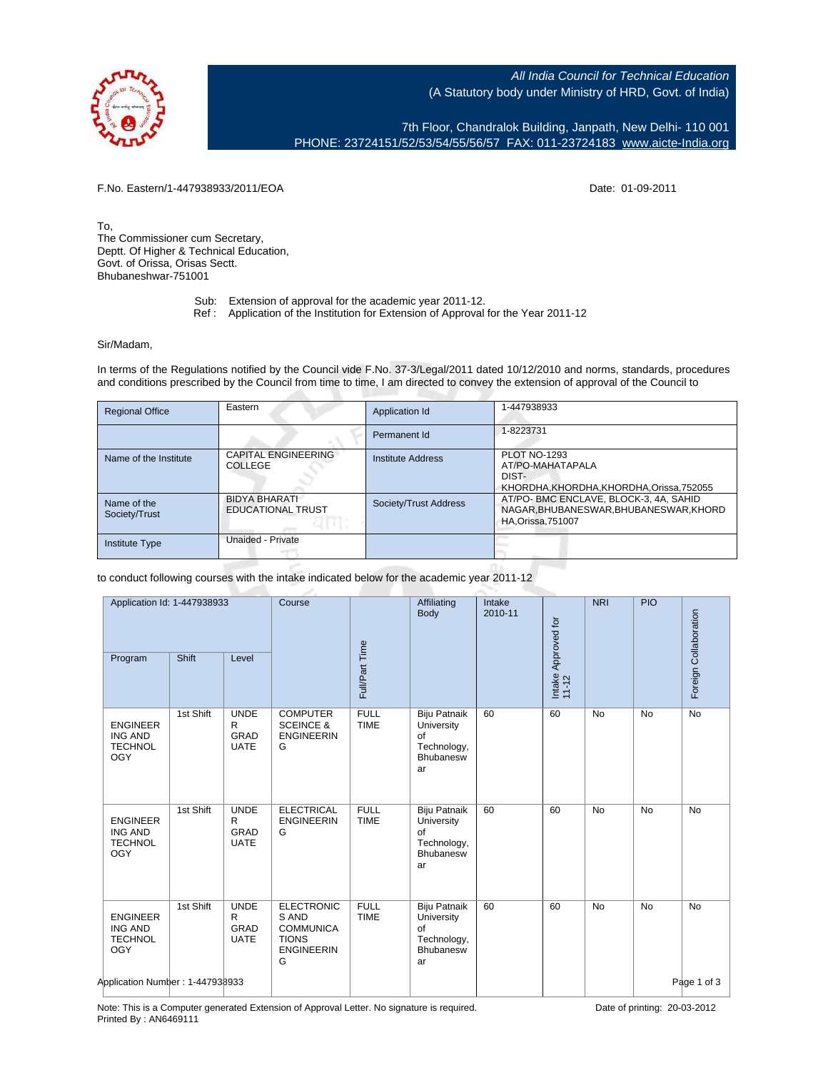All India Council for Technical Education
(A Statutory body under Ministry of HRD, Govt. of India)

7th Floor, Chandralok Building, Janpath, New Delhi- 110 001
PHONE: 23724151/52/53/54/55/56/57 FAX: 011-23724183 www.aicte-India.org

F.No. Eastern/1-447938933/2011/EOA

Date: 01-09-2011

To,
The Commissioner cum Secretary,
Deptt. Of Higher & Technical Education,
Govt. of Orissa, Orisas Sectt.
Bhubaneshwar-751001

Sub: Extension of approval for the academic year 2011-12.
Ref : Application of the Institution for Extension of Approval for the Year 2011-12

Sir/Madam,

In terms of the Regulations notified by the Council vide F.No. 37-3/Legal/2011 dated 10/12/2010 and norms, standards, procedures and conditions prescribed by the Council from time to time, I am directed to convey the extension of approval of the Council to

| Regional Office | Eastern | Application Id | 1-447938933 |
|---|---|---|---|
| | | Permanent Id | 1-8223731 |
| Name of the Institute | CAPITAL ENGINEERING COLLEGE | Institute Address | PLOT NO-1293 AT/PO-MAHATAPALA DIST-KHORDHA,KHORDHA,KHORDHA,Orissa,752055 |
| Name of the Society/Trust | BIDYA BHARATI EDUCATIONAL TRUST | Society/Trust Address | AT/PO- BMC ENCLAVE, BLOCK-3, 4A, SAHID NAGAR,BHUBANESWAR,BHUBANESWAR,KHORDHA,Orissa,751007 |
| Institute Type | Unaided - Private | | |

to conduct following courses with the intake indicated below for the academic year 2011-12

| Program | Shift | Level | Course | Full/Part Time | Affiliating Body | Intake 2010-11 | Intake Approved for 11-12 | NRI | PIO | Foreign Collaboration |
|---|---|---|---|---|---|---|---|---|---|---|
| ENGINEERING AND TECHNOLOGY | 1st Shift | UNDER GRADUATE | COMPUTER SCEINCE & ENGINEERING | FULL TIME | Biju Patnaik University of Technology, Bhubaneswar | 60 | 60 | No | No | No |
| ENGINEERING AND TECHNOLOGY | 1st Shift | UNDER GRADUATE | ELECTRICAL ENGINEERING | FULL TIME | Biju Patnaik University of Technology, Bhubaneswar | 60 | 60 | No | No | No |
| ENGINEERING AND TECHNOLOGY | 1st Shift | UNDER GRADUATE | ELECTRONICS AND COMMUNICATIONS ENGINEERING | FULL TIME | Biju Patnaik University of Technology, Bhubaneswar | 60 | 60 | No | No | No |

Application Number : 1-447938933

Note: This is a Computer generated Extension of Approval Letter. No signature is required.
Printed By : AN6469111

Date of printing: 20-03-2012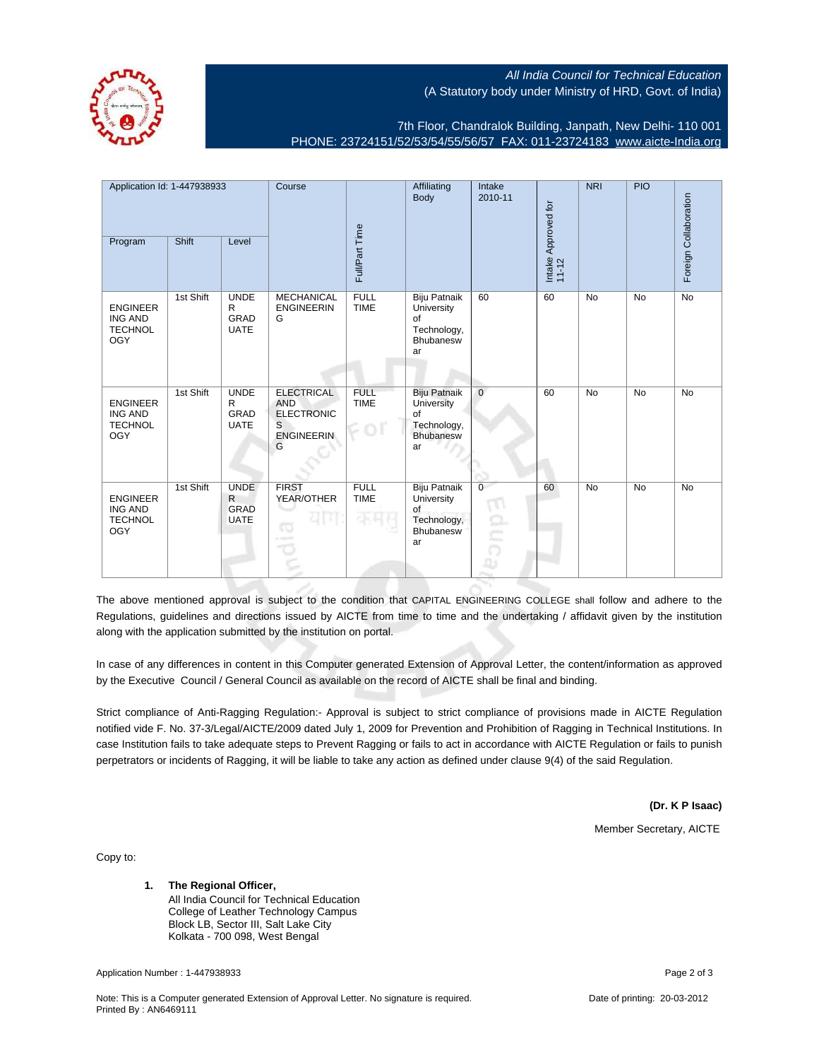All India Council for Technical Education
(A Statutory body under Ministry of HRD, Govt. of India)

7th Floor, Chandralok Building, Janpath, New Delhi- 110 001
PHONE: 23724151/52/53/54/55/56/57 FAX: 011-23724183 www.aicte-India.org

| Application Id: 1-447938933 | | | Course | Full/Part Time | Affiliating Body | Intake 2010-11 | Intake Approved for 11-12 | NRI | PIO | Foreign Collaboration |
|---|---|---|---|---|---|---|---|---|---|---|
| Program | Shift | Level | | | | | | | | |
| ENGINEERING AND TECHNOLOGY | 1st Shift | UNDER GRADUATE | MECHANICAL ENGINEERING | FULL TIME | Biju Patnaik University of Technology, Bhubaneswar | 60 | 60 | No | No | No |
| ENGINEERING AND TECHNOLOGY | 1st Shift | UNDER GRADUATE | ELECTRICAL AND ELECTRONICS ENGINEERING | FULL TIME | Biju Patnaik University of Technology, Bhubaneswar | 0 | 60 | No | No | No |
| ENGINEERING AND TECHNOLOGY | 1st Shift | UNDER GRADUATE | FIRST YEAR/OTHER | FULL TIME | Biju Patnaik University of Technology, Bhubaneswar | 0 | 60 | No | No | No |

The above mentioned approval is subject to the condition that CAPITAL ENGINEERING COLLEGE shall follow and adhere to the Regulations, guidelines and directions issued by AICTE from time to time and the undertaking / affidavit given by the institution along with the application submitted by the institution on portal.

In case of any differences in content in this Computer generated Extension of Approval Letter, the content/information as approved by the Executive Council / General Council as available on the record of AICTE shall be final and binding.

Strict compliance of Anti-Ragging Regulation:- Approval is subject to strict compliance of provisions made in AICTE Regulation notified vide F. No. 37-3/Legal/AICTE/2009 dated July 1, 2009 for Prevention and Prohibition of Ragging in Technical Institutions. In case Institution fails to take adequate steps to Prevent Ragging or fails to act in accordance with AICTE Regulation or fails to punish perpetrators or incidents of Ragging, it will be liable to take any action as defined under clause 9(4) of the said Regulation.

**(Dr. K P Isaac)**

Member Secretary, AICTE

Copy to:

1. **The Regional Officer,**
   All India Council for Technical Education
   College of Leather Technology Campus
   Block LB, Sector III, Salt Lake City
   Kolkata - 700 098, West Bengal

Application Number : 1-447938933

Note: This is a Computer generated Extension of Approval Letter. No signature is required.
Printed By : AN6469111

Date of printing: 20-03-2012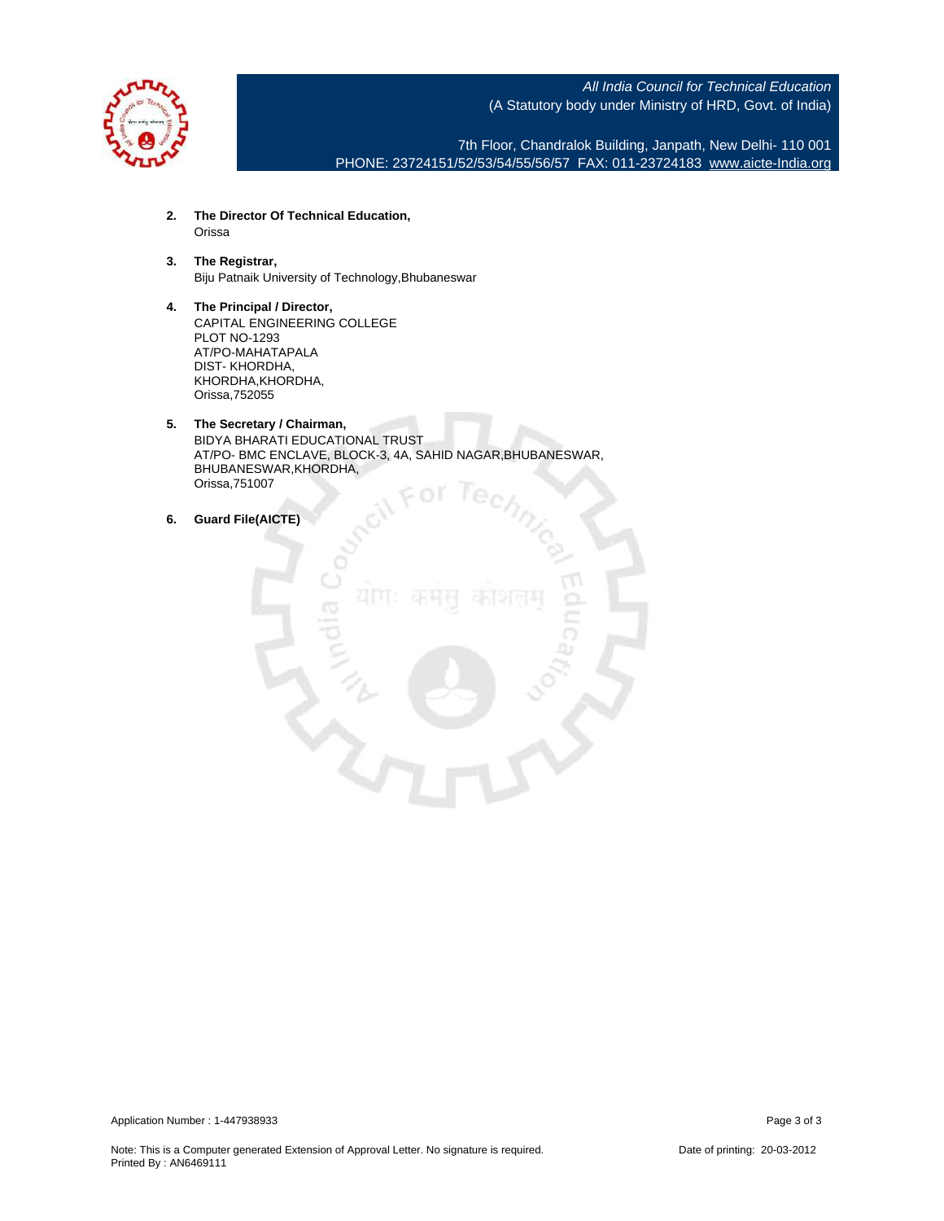*All India Council for Technical Education*
(A Statutory body under Ministry of HRD, Govt. of India)

7th Floor, Chandralok Building, Janpath, New Delhi- 110 001
PHONE: 23724151/52/53/54/55/56/57 FAX: 011-23724183 www.aicte-India.org

2. **The Director Of Technical Education,**
   Orissa

3. **The Registrar,**
   Biju Patnaik University of Technology,Bhubaneswar

4. **The Principal / Director,**
   CAPITAL ENGINEERING COLLEGE
   PLOT NO-1293
   AT/PO-MAHATAPALA
   DIST- KHORDHA,
   KHORDHA,KHORDHA,
   Orissa,752055

5. **The Secretary / Chairman,**
   BIDYA BHARATI EDUCATIONAL TRUST
   AT/PO- BMC ENCLAVE, BLOCK-3, 4A, SAHID NAGAR,BHUBANESWAR,
   BHUBANESWAR,KHORDHA,
   Orissa,751007

6. **Guard File(AICTE)**

Application Number : 1-447938933

Note: This is a Computer generated Extension of Approval Letter. No signature is required.
Printed By : AN6469111

Date of printing: 20-03-2012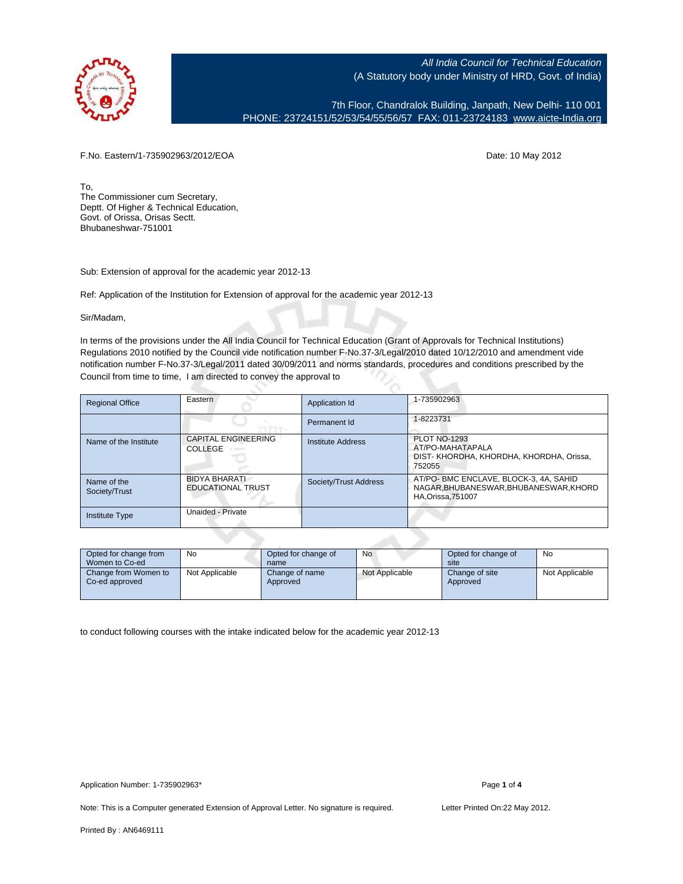All India Council for Technical Education
(A Statutory body under Ministry of HRD, Govt. of India)

7th Floor, Chandralok Building, Janpath, New Delhi- 110 001
PHONE: 23724151/52/53/54/55/56/57 FAX: 011-23724183 www.aicte-India.org

F.No. Eastern/1-735902963/2012/EOA

Date: 10 May 2012

To,
The Commissioner cum Secretary,
Deptt. Of Higher & Technical Education,
Govt. of Orissa, Orisas Sectt.
Bhubaneshwar-751001

Sub: Extension of approval for the academic year 2012-13

Ref: Application of the Institution for Extension of approval for the academic year 2012-13

Sir/Madam,

In terms of the provisions under the All India Council for Technical Education (Grant of Approvals for Technical Institutions) Regulations 2010 notified by the Council vide notification number F-No.37-3/Legal/2010 dated 10/12/2010 and amendment vide notification number F-No.37-3/Legal/2011 dated 30/09/2011 and norms standards, procedures and conditions prescribed by the Council from time to time, I am directed to convey the approval to

| Regional Office | Eastern | Application Id | 1-735902963 |
|---|---|---|---|
| | | Permanent Id | 1-8223731 |
| Name of the Institute | CAPITAL ENGINEERING COLLEGE | Institute Address | PLOT NO-1293 AT/PO-MAHATAPALA DIST- KHORDHA, KHORDHA, KHORDHA, Orissa, 752055 |
| Name of the Society/Trust | BIDYA BHARATI EDUCATIONAL TRUST | Society/Trust Address | AT/PO- BMC ENCLAVE, BLOCK-3, 4A, SAHID NAGAR,BHUBANESWAR,BHUBANESWAR,KHORDHA,Orissa,751007 |
| Institute Type | Unaided - Private | | |

| Opted for change from Women to Co-ed | No | Opted for change of name | No | Opted for change of site | No |
|---|---|---|---|---|---|
| Change from Women to Co-ed approved | Not Applicable | Change of name Approved | Not Applicable | Change of site Approved | Not Applicable |

to conduct following courses with the intake indicated below for the academic year 2012-13

Application Number: 1-735902963*

Note: This is a Computer generated Extension of Approval Letter. No signature is required.

Letter Printed On:22 May 2012.

Printed By : AN6469111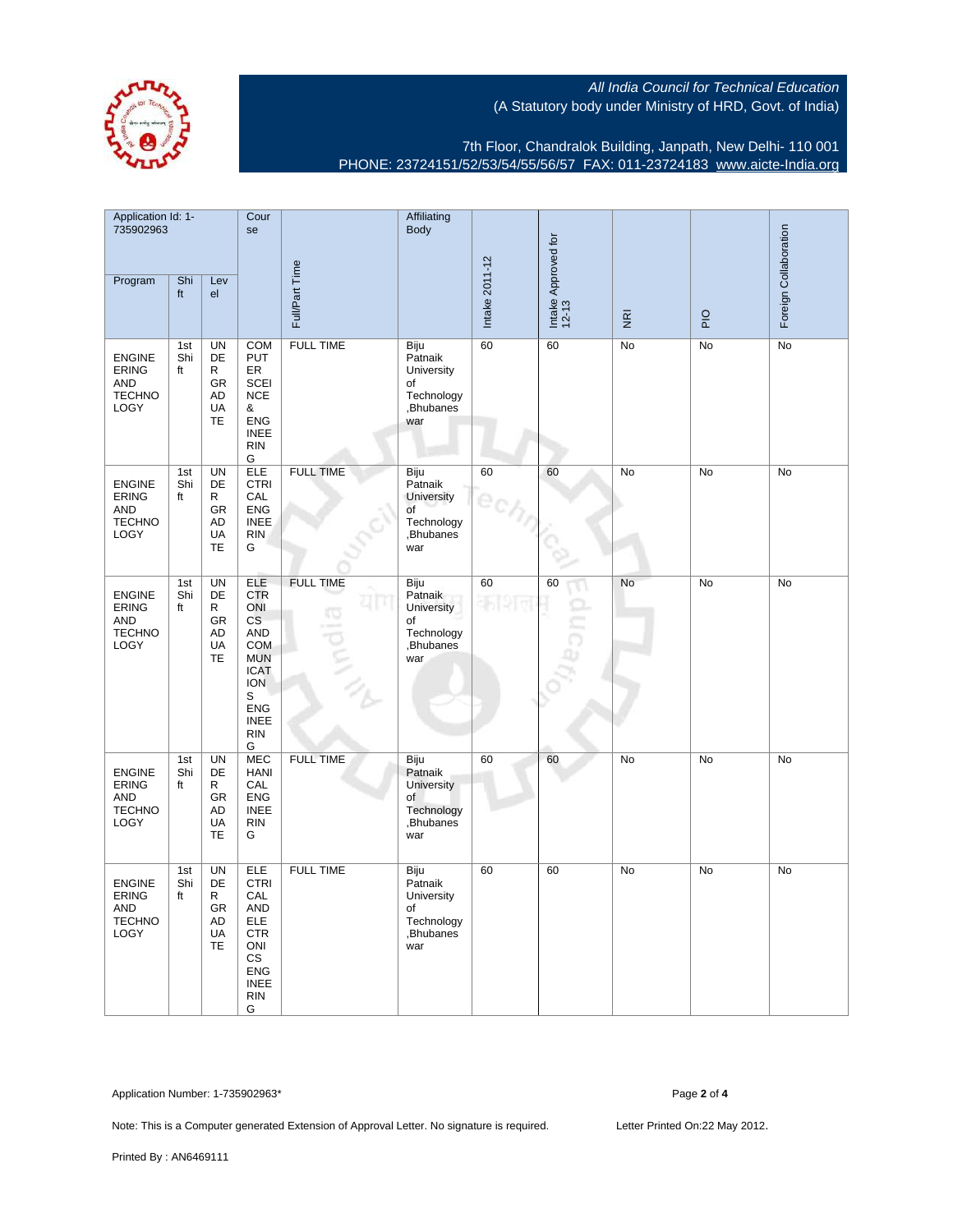All India Council for Technical Education
(A Statutory body under Ministry of HRD, Govt. of India)

7th Floor, Chandralok Building, Janpath, New Delhi- 110 001
PHONE: 23724151/52/53/54/55/56/57 FAX: 011-23724183 www.aicte-India.org

| Application Id: 1-735902963 | | | Course | Full/Part Time | Affiliating Body | Intake 2011-12 | Intake Approved for 12-13 | NRI | PIO | Foreign Collaboration |
|---|---|---|---|---|---|---|---|---|---|---|
| Program | Shift | Level | | | | | | | | |
| ENGINEERING AND TECHNOLOGY | 1st Shift | UNDERGRADUATE | COMPUTER SCIENCE & ENGINEERING | FULL TIME | Biju Patnaik University of Technology ,Bhubaneswar | 60 | 60 | No | No | No |
| ENGINEERING AND TECHNOLOGY | 1st Shift | UNDERGRADUATE | ELECTRICAL ENGINEERING | FULL TIME | Biju Patnaik University of Technology ,Bhubaneswar | 60 | 60 | No | No | No |
| ENGINEERING AND TECHNOLOGY | 1st Shift | UNDERGRADUATE | ELECTRONICS AND COMMUNICATIONS ENGINEERING | FULL TIME | Biju Patnaik University of Technology ,Bhubaneswar | 60 | 60 | No | No | No |
| ENGINEERING AND TECHNOLOGY | 1st Shift | UNDERGRADUATE | MECHANICAL ENGINEERING | FULL TIME | Biju Patnaik University of Technology ,Bhubaneswar | 60 | 60 | No | No | No |
| ENGINEERING AND TECHNOLOGY | 1st Shift | UNDERGRADUATE | ELECTRICAL AND ELECTRONICS ENGINEERING | FULL TIME | Biju Patnaik University of Technology ,Bhubaneswar | 60 | 60 | No | No | No |

Application Number: 1-735902963*

Note: This is a Computer generated Extension of Approval Letter. No signature is required.

Letter Printed On:22 May 2012.

Printed By : AN6469111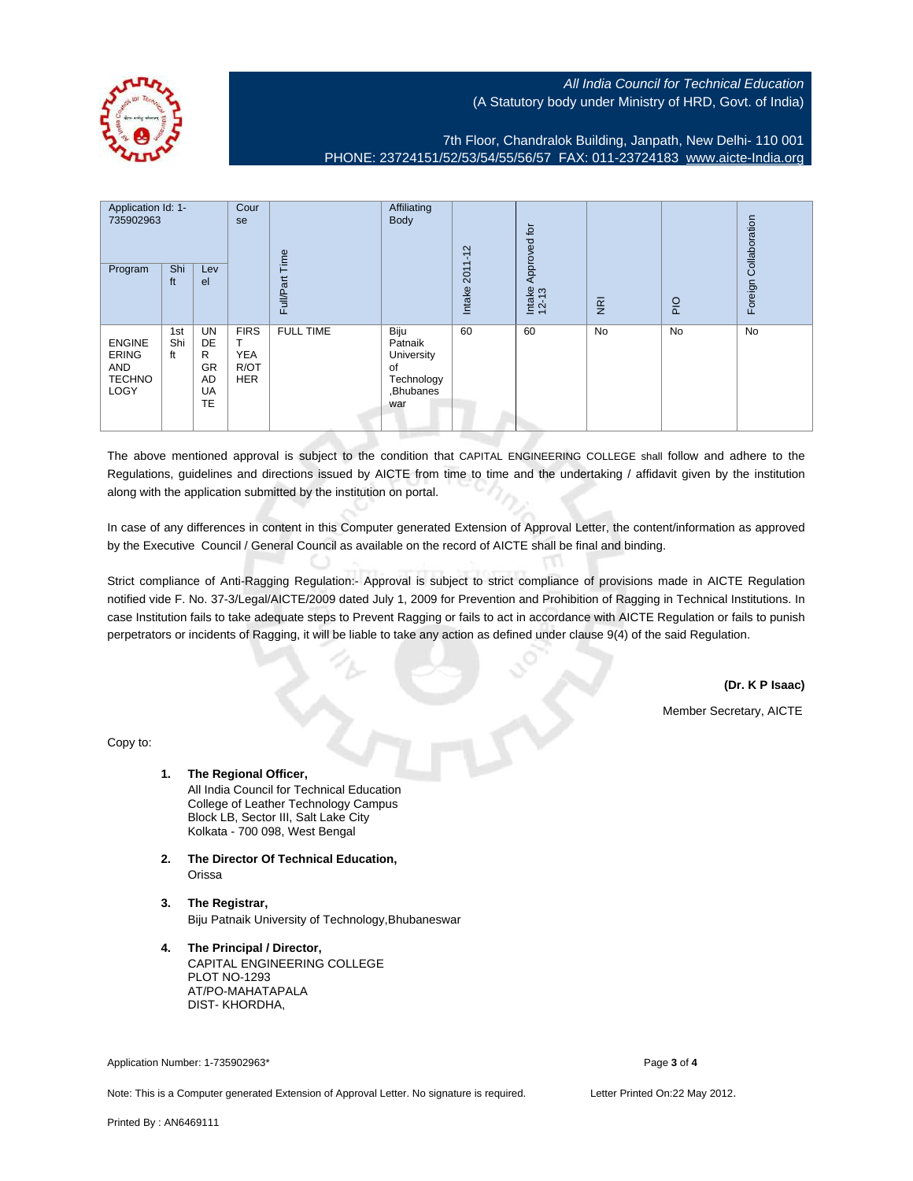All India Council for Technical Education
(A Statutory body under Ministry of HRD, Govt. of India)

7th Floor, Chandralok Building, Janpath, New Delhi- 110 001
PHONE: 23724151/52/53/54/55/56/57 FAX: 011-23724183 www.aicte-India.org

| Application Id: 1-735902963 | | | Course | Full/Part Time | Affiliating Body | Intake 2011-12 | Intake Approved for 12-13 | NRI | PIO | Foreign Collaboration |
|---|---|---|---|---|---|---|---|---|---|---|
| Program | Shift | Level | | | | | | | | |
| ENGINEERING AND TECHNOLOGY | 1st Shift | UNDER GRADUATE | FIRST YEAR/OTHER | FULL TIME | Biju Patnaik University of Technology ,Bhubaneswar | 60 | 60 | No | No | No |

The above mentioned approval is subject to the condition that CAPITAL ENGINEERING COLLEGE shall follow and adhere to the Regulations, guidelines and directions issued by AICTE from time to time and the undertaking / affidavit given by the institution along with the application submitted by the institution on portal.

In case of any differences in content in this Computer generated Extension of Approval Letter, the content/information as approved by the Executive Council / General Council as available on the record of AICTE shall be final and binding.

Strict compliance of Anti-Ragging Regulation:- Approval is subject to strict compliance of provisions made in AICTE Regulation notified vide F. No. 37-3/Legal/AICTE/2009 dated July 1, 2009 for Prevention and Prohibition of Ragging in Technical Institutions. In case Institution fails to take adequate steps to Prevent Ragging or fails to act in accordance with AICTE Regulation or fails to punish perpetrators or incidents of Ragging, it will be liable to take any action as defined under clause 9(4) of the said Regulation.

**(Dr. K P Isaac)**

Member Secretary, AICTE

Copy to:

1. **The Regional Officer,**
   All India Council for Technical Education
   College of Leather Technology Campus
   Block LB, Sector III, Salt Lake City
   Kolkata - 700 098, West Bengal

2. **The Director Of Technical Education,**
   Orissa

3. **The Registrar,**
   Biju Patnaik University of Technology,Bhubaneswar

4. **The Principal / Director,**
   CAPITAL ENGINEERING COLLEGE
   PLOT NO-1293
   AT/PO-MAHATAPALA
   DIST- KHORDHA,

Application Number: 1-735902963*

Note: This is a Computer generated Extension of Approval Letter. No signature is required.

Letter Printed On:22 May 2012.

Printed By : AN6469111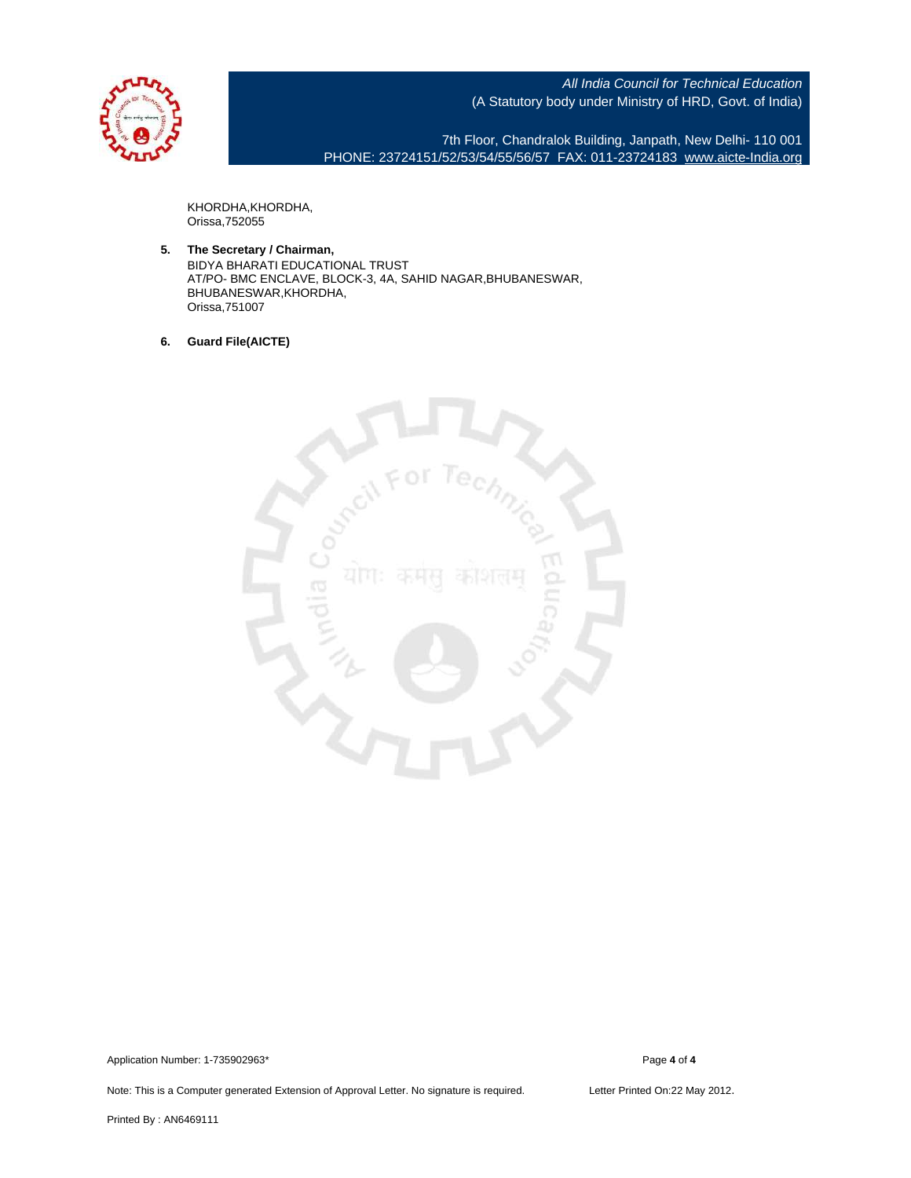KHORDHA,KHORDHA,
Orissa,752055

5. **The Secretary / Chairman,**
   BIDYA BHARATI EDUCATIONAL TRUST
   AT/PO- BMC ENCLAVE, BLOCK-3, 4A, SAHID NAGAR,BHUBANESWAR,
   BHUBANESWAR,KHORDHA,
   Orissa,751007

6. **Guard File(AICTE)**

Application Number: 1-735902963*

Note: This is a Computer generated Extension of Approval Letter. No signature is required.

Letter Printed On:22 May 2012.

Printed By : AN6469111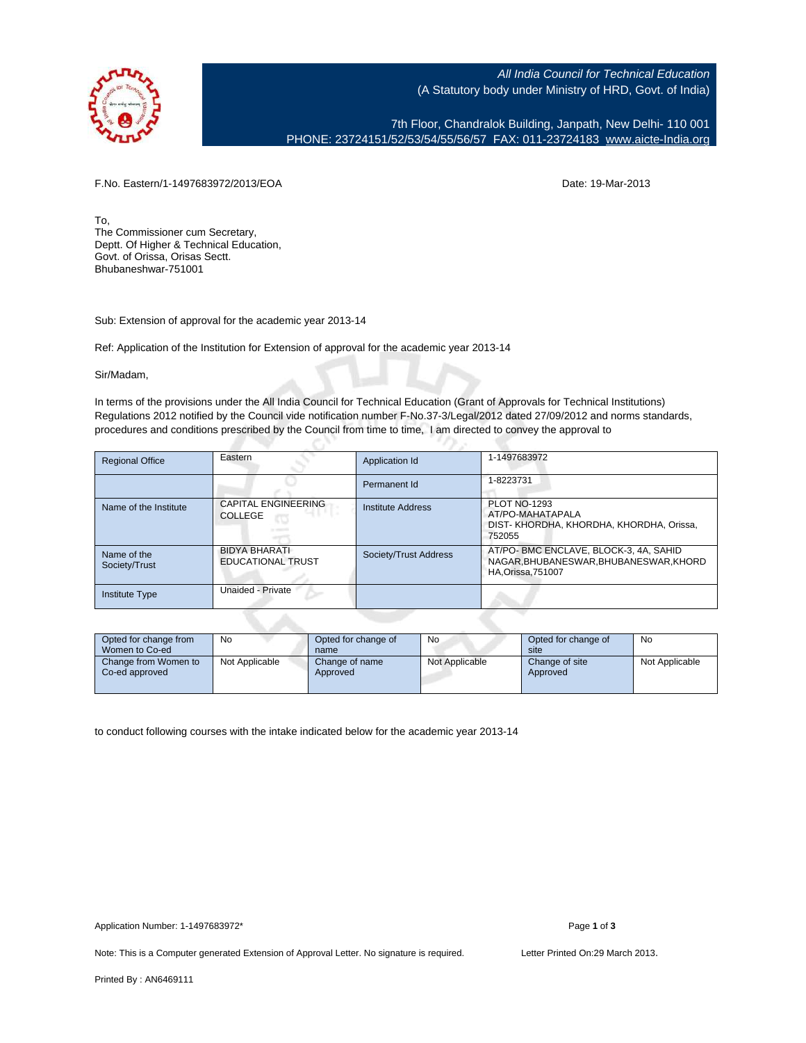All India Council for Technical Education
(A Statutory body under Ministry of HRD, Govt. of India)

7th Floor, Chandralok Building, Janpath, New Delhi- 110 001
PHONE: 23724151/52/53/54/55/56/57 FAX: 011-23724183 www.aicte-India.org

F.No. Eastern/1-1497683972/2013/EOA

Date: 19-Mar-2013

To,
The Commissioner cum Secretary,
Deptt. Of Higher & Technical Education,
Govt. of Orissa, Orisas Sectt.
Bhubaneshwar-751001

Sub: Extension of approval for the academic year 2013-14

Ref: Application of the Institution for Extension of approval for the academic year 2013-14

Sir/Madam,

In terms of the provisions under the All India Council for Technical Education (Grant of Approvals for Technical Institutions) Regulations 2012 notified by the Council vide notification number F-No.37-3/Legal/2012 dated 27/09/2012 and norms standards, procedures and conditions prescribed by the Council from time to time, I am directed to convey the approval to

| Regional Office | Eastern | Application Id | 1-1497683972 |
|---|---|---|---|
| | | Permanent Id | 1-8223731 |
| Name of the Institute | CAPITAL ENGINEERING COLLEGE | Institute Address | PLOT NO-1293 AT/PO-MAHATAPALA DIST- KHORDHA, KHORDHA, KHORDHA, Orissa, 752055 |
| Name of the Society/Trust | BIDYA BHARATI EDUCATIONAL TRUST | Society/Trust Address | AT/PO- BMC ENCLAVE, BLOCK-3, 4A, SAHID NAGAR,BHUBANESWAR,BHUBANESWAR,KHORDHA,Orissa,751007 |
| Institute Type | Unaided - Private | | |

| Opted for change from Women to Co-ed | No | Opted for change of name | No | Opted for change of site | No |
|---|---|---|---|---|---|
| Change from Women to Co-ed approved | Not Applicable | Change of name Approved | Not Applicable | Change of site Approved | Not Applicable |

to conduct following courses with the intake indicated below for the academic year 2013-14

Application Number: 1-1497683972*

Note: This is a Computer generated Extension of Approval Letter. No signature is required.

Letter Printed On:29 March 2013.

Printed By : AN6469111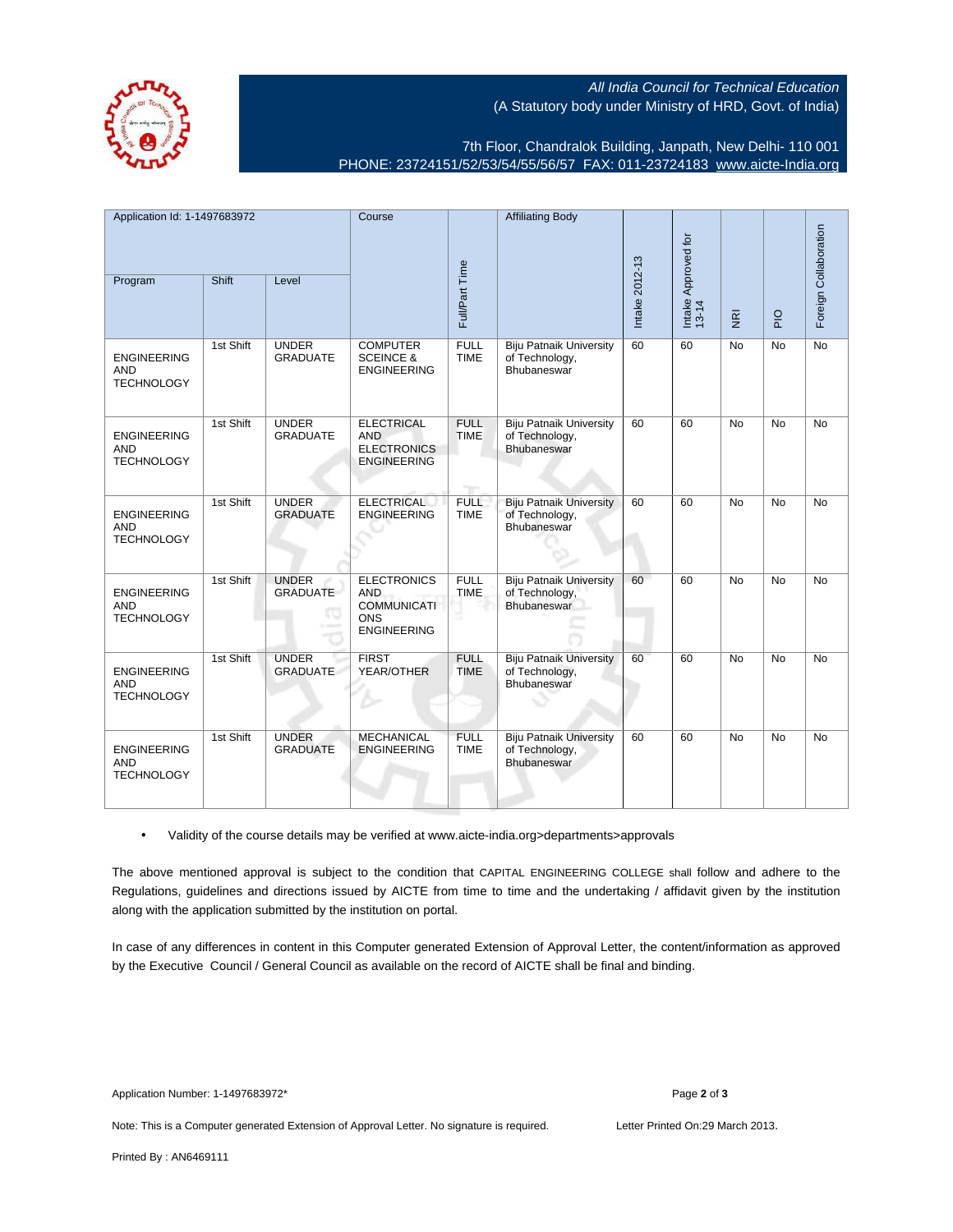*All India Council for Technical Education*
(A Statutory body under Ministry of HRD, Govt. of India)

7th Floor, Chandralok Building, Janpath, New Delhi- 110 001
PHONE: 23724151/52/53/54/55/56/57 FAX: 011-23724183 www.aicte-India.org

| Application Id: 1-1497683972 | | | Course | Full/Part Time | Affiliating Body | Intake 2012-13 | Intake Approved for 13-14 | NRI | PIO | Foreign Collaboration |
|---|---|---|---|---|---|---|---|---|---|---|
| Program | Shift | Level | | | | | | | | |
| ENGINEERING AND TECHNOLOGY | 1st Shift | UNDER GRADUATE | COMPUTER SCEINCE & ENGINEERING | FULL TIME | Biju Patnaik University of Technology, Bhubaneswar | 60 | 60 | No | No | No |
| ENGINEERING AND TECHNOLOGY | 1st Shift | UNDER GRADUATE | ELECTRICAL AND ELECTRONICS ENGINEERING | FULL TIME | Biju Patnaik University of Technology, Bhubaneswar | 60 | 60 | No | No | No |
| ENGINEERING AND TECHNOLOGY | 1st Shift | UNDER GRADUATE | ELECTRICAL ENGINEERING | FULL TIME | Biju Patnaik University of Technology, Bhubaneswar | 60 | 60 | No | No | No |
| ENGINEERING AND TECHNOLOGY | 1st Shift | UNDER GRADUATE | ELECTRONICS AND COMMUNICATIONS ENGINEERING | FULL TIME | Biju Patnaik University of Technology, Bhubaneswar | 60 | 60 | No | No | No |
| ENGINEERING AND TECHNOLOGY | 1st Shift | UNDER GRADUATE | FIRST YEAR/OTHER | FULL TIME | Biju Patnaik University of Technology, Bhubaneswar | 60 | 60 | No | No | No |
| ENGINEERING AND TECHNOLOGY | 1st Shift | UNDER GRADUATE | MECHANICAL ENGINEERING | FULL TIME | Biju Patnaik University of Technology, Bhubaneswar | 60 | 60 | No | No | No |

- Validity of the course details may be verified at www.aicte-india.org>departments>approvals

The above mentioned approval is subject to the condition that CAPITAL ENGINEERING COLLEGE shall follow and adhere to the Regulations, guidelines and directions issued by AICTE from time to time and the undertaking / affidavit given by the institution along with the application submitted by the institution on portal.

In case of any differences in content in this Computer generated Extension of Approval Letter, the content/information as approved by the Executive Council / General Council as available on the record of AICTE shall be final and binding.

Application Number: 1-1497683972*

Note: This is a Computer generated Extension of Approval Letter. No signature is required. Letter Printed On:29 March 2013.

Printed By : AN6469111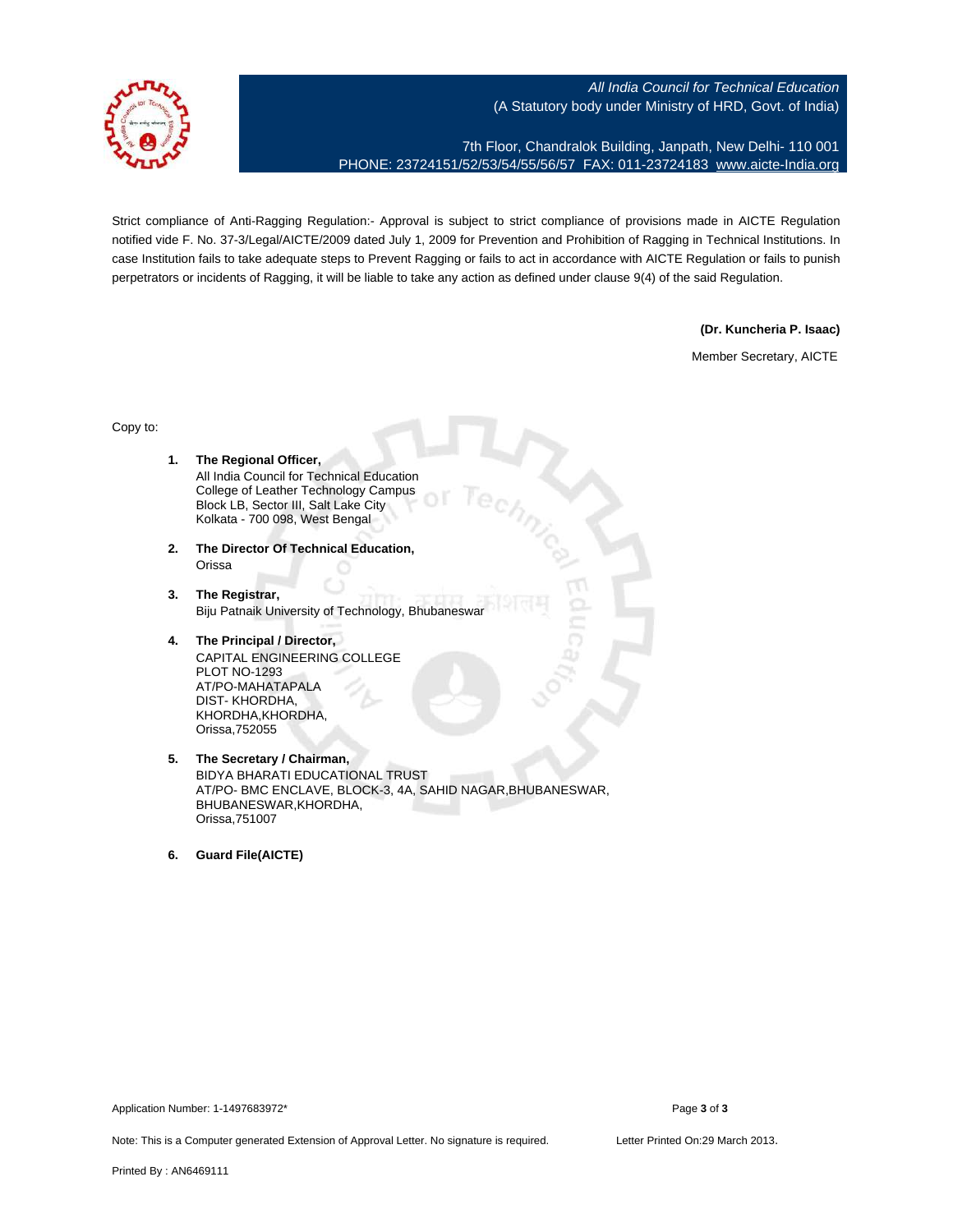*All India Council for Technical Education*
(A Statutory body under Ministry of HRD, Govt. of India)

7th Floor, Chandralok Building, Janpath, New Delhi- 110 001
PHONE: 23724151/52/53/54/55/56/57 FAX: 011-23724183 www.aicte-India.org

Strict compliance of Anti-Ragging Regulation:- Approval is subject to strict compliance of provisions made in AICTE Regulation notified vide F. No. 37-3/Legal/AICTE/2009 dated July 1, 2009 for Prevention and Prohibition of Ragging in Technical Institutions. In case Institution fails to take adequate steps to Prevent Ragging or fails to act in accordance with AICTE Regulation or fails to punish perpetrators or incidents of Ragging, it will be liable to take any action as defined under clause 9(4) of the said Regulation.

**(Dr. Kuncheria P. Isaac)**
Member Secretary, AICTE

Copy to:

1. **The Regional Officer,**
   All India Council for Technical Education
   College of Leather Technology Campus
   Block LB, Sector III, Salt Lake City
   Kolkata - 700 098, West Bengal

2. **The Director Of Technical Education,**
   Orissa

3. **The Registrar,**
   Biju Patnaik University of Technology, Bhubaneswar

4. **The Principal / Director,**
   CAPITAL ENGINEERING COLLEGE
   PLOT NO-1293
   AT/PO-MAHATAPALA
   DIST- KHORDHA,
   KHORDHA,KHORDHA,
   Orissa,752055

5. **The Secretary / Chairman,**
   BIDYA BHARATI EDUCATIONAL TRUST
   AT/PO- BMC ENCLAVE, BLOCK-3, 4A, SAHID NAGAR,BHUBANESWAR,
   BHUBANESWAR,KHORDHA,
   Orissa,751007

6. **Guard File(AICTE)**

Application Number: 1-1497683972*

Note: This is a Computer generated Extension of Approval Letter. No signature is required. Letter Printed On:29 March 2013.

Printed By : AN6469111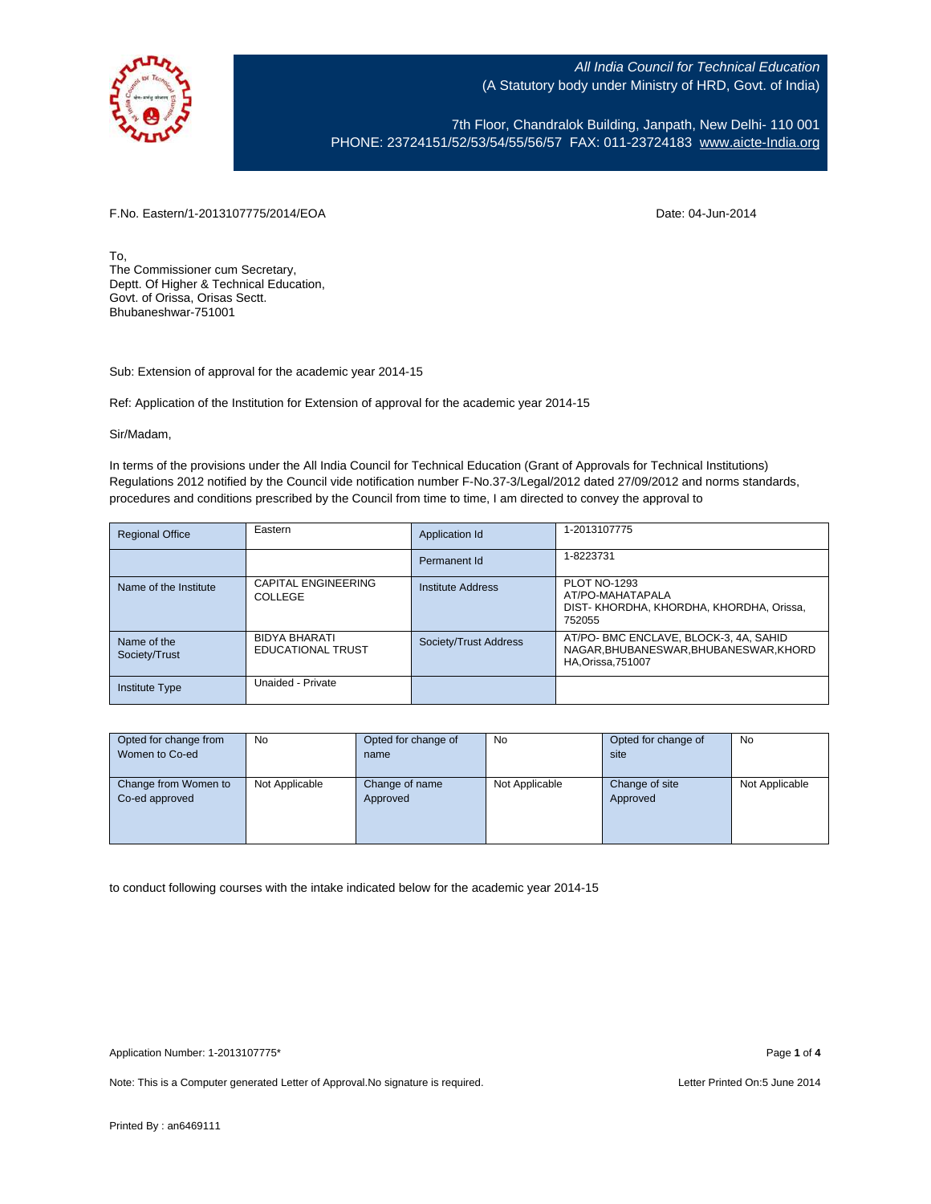All India Council for Technical Education
(A Statutory body under Ministry of HRD, Govt. of India)

7th Floor, Chandralok Building, Janpath, New Delhi- 110 001
PHONE: 23724151/52/53/54/55/56/57 FAX: 011-23724183 www.aicte-India.org

F.No. Eastern/1-2013107775/2014/EOA

Date: 04-Jun-2014

To,
The Commissioner cum Secretary,
Deptt. Of Higher & Technical Education,
Govt. of Orissa, Orisas Sectt.
Bhubaneshwar-751001

Sub: Extension of approval for the academic year 2014-15

Ref: Application of the Institution for Extension of approval for the academic year 2014-15

Sir/Madam,

In terms of the provisions under the All India Council for Technical Education (Grant of Approvals for Technical Institutions) Regulations 2012 notified by the Council vide notification number F-No.37-3/Legal/2012 dated 27/09/2012 and norms standards, procedures and conditions prescribed by the Council from time to time, I am directed to convey the approval to

| Regional Office | Eastern | Application Id | 1-2013107775 |
|---|---|---|---|
| | | Permanent Id | 1-8223731 |
| Name of the Institute | CAPITAL ENGINEERING COLLEGE | Institute Address | PLOT NO-1293 AT/PO-MAHATAPALA DIST- KHORDHA, KHORDHA, KHORDHA, Orissa, 752055 |
| Name of the Society/Trust | BIDYA BHARATI EDUCATIONAL TRUST | Society/Trust Address | AT/PO- BMC ENCLAVE, BLOCK-3, 4A, SAHID NAGAR,BHUBANESWAR,BHUBANESWAR,KHORDHA,Orissa,751007 |
| Institute Type | Unaided - Private | | |

| Opted for change from Women to Co-ed | No | Opted for change of name | No | Opted for change of site | No |
|---|---|---|---|---|---|
| Change from Women to Co-ed approved | Not Applicable | Change of name Approved | Not Applicable | Change of site Approved | Not Applicable |

to conduct following courses with the intake indicated below for the academic year 2014-15

Application Number: 1-2013107775*

Note: This is a Computer generated Letter of Approval.No signature is required.

Letter Printed On:5 June 2014

Printed By : an6469111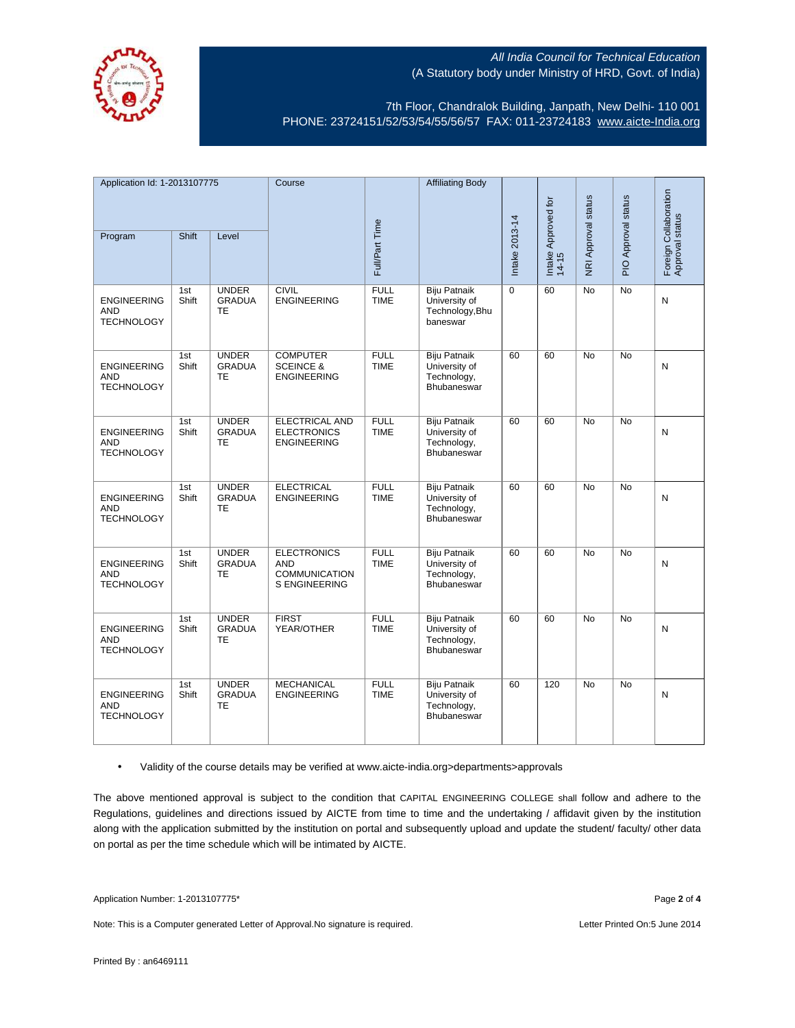All India Council for Technical Education
(A Statutory body under Ministry of HRD, Govt. of India)

7th Floor, Chandralok Building, Janpath, New Delhi- 110 001
PHONE: 23724151/52/53/54/55/56/57 FAX: 011-23724183 www.aicte-India.org

| Application Id: 1-2013107775 | | | Course | Full/Part Time | Affiliating Body | Intake 2013-14 | Intake Approved for 14-15 | NRI Approval status | PIO Approval status | Foreign Collaboration Approval status |
|---|---|---|---|---|---|---|---|---|---|---|
| Program | Shift | Level | | | | | | | | |
| ENGINEERING AND TECHNOLOGY | 1st Shift | UNDER GRADUATE | CIVIL ENGINEERING | FULL TIME | Biju Patnaik University of Technology,Bhubaneswar | 0 | 60 | No | No | N |
| ENGINEERING AND TECHNOLOGY | 1st Shift | UNDER GRADUATE | COMPUTER SCEINCE & ENGINEERING | FULL TIME | Biju Patnaik University of Technology, Bhubaneswar | 60 | 60 | No | No | N |
| ENGINEERING AND TECHNOLOGY | 1st Shift | UNDER GRADUATE | ELECTRICAL AND ELECTRONICS ENGINEERING | FULL TIME | Biju Patnaik University of Technology, Bhubaneswar | 60 | 60 | No | No | N |
| ENGINEERING AND TECHNOLOGY | 1st Shift | UNDER GRADUATE | ELECTRICAL ENGINEERING | FULL TIME | Biju Patnaik University of Technology, Bhubaneswar | 60 | 60 | No | No | N |
| ENGINEERING AND TECHNOLOGY | 1st Shift | UNDER GRADUATE | ELECTRONICS AND COMMUNICATIONS ENGINEERING | FULL TIME | Biju Patnaik University of Technology, Bhubaneswar | 60 | 60 | No | No | N |
| ENGINEERING AND TECHNOLOGY | 1st Shift | UNDER GRADUATE | FIRST YEAR/OTHER | FULL TIME | Biju Patnaik University of Technology, Bhubaneswar | 60 | 60 | No | No | N |
| ENGINEERING AND TECHNOLOGY | 1st Shift | UNDER GRADUATE | MECHANICAL ENGINEERING | FULL TIME | Biju Patnaik University of Technology, Bhubaneswar | 60 | 120 | No | No | N |

- Validity of the course details may be verified at www.aicte-india.org>departments>approvals

The above mentioned approval is subject to the condition that CAPITAL ENGINEERING COLLEGE shall follow and adhere to the Regulations, guidelines and directions issued by AICTE from time to time and the undertaking / affidavit given by the institution along with the application submitted by the institution on portal and subsequently upload and update the student/ faculty/ other data on portal as per the time schedule which will be intimated by AICTE.

Application Number: 1-2013107775*

Note: This is a Computer generated Letter of Approval.No signature is required.

Letter Printed On:5 June 2014

Printed By : an6469111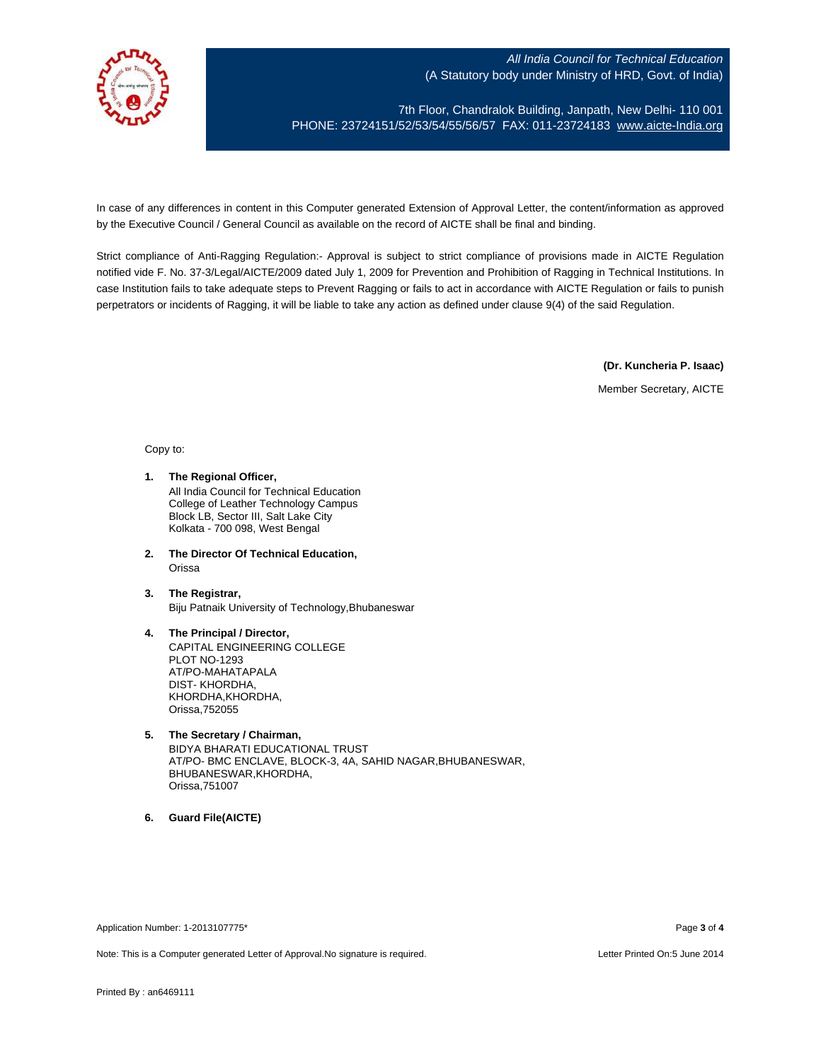In case of any differences in content in this Computer generated Extension of Approval Letter, the content/information as approved by the Executive Council / General Council as available on the record of AICTE shall be final and binding.

Strict compliance of Anti-Ragging Regulation:- Approval is subject to strict compliance of provisions made in AICTE Regulation notified vide F. No. 37-3/Legal/AICTE/2009 dated July 1, 2009 for Prevention and Prohibition of Ragging in Technical Institutions. In case Institution fails to take adequate steps to Prevent Ragging or fails to act in accordance with AICTE Regulation or fails to punish perpetrators or incidents of Ragging, it will be liable to take any action as defined under clause 9(4) of the said Regulation.

**(Dr. Kuncheria P. Isaac)**

Member Secretary, AICTE

Copy to:

1. **The Regional Officer,**
   All India Council for Technical Education
   College of Leather Technology Campus
   Block LB, Sector III, Salt Lake City
   Kolkata - 700 098, West Bengal

2. **The Director Of Technical Education,**
   Orissa

3. **The Registrar,**
   Biju Patnaik University of Technology,Bhubaneswar

4. **The Principal / Director,**
   CAPITAL ENGINEERING COLLEGE
   PLOT NO-1293
   AT/PO-MAHATAPALA
   DIST- KHORDHA,
   KHORDHA,KHORDHA,
   Orissa,752055

5. **The Secretary / Chairman,**
   BIDYA BHARATI EDUCATIONAL TRUST
   AT/PO- BMC ENCLAVE, BLOCK-3, 4A, SAHID NAGAR,BHUBANESWAR,
   BHUBANESWAR,KHORDHA,
   Orissa,751007

6. **Guard File(AICTE)**

Application Number: 1-2013107775*

Note: This is a Computer generated Letter of Approval.No signature is required.

Letter Printed On:5 June 2014

Printed By : an6469111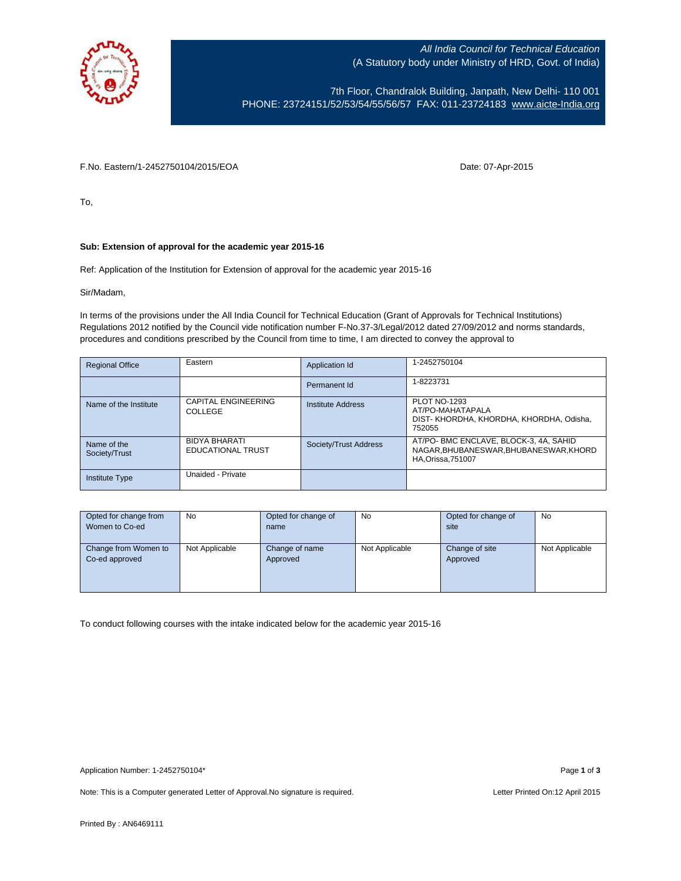All India Council for Technical Education
(A Statutory body under Ministry of HRD, Govt. of India)

7th Floor, Chandralok Building, Janpath, New Delhi- 110 001
PHONE: 23724151/52/53/54/55/56/57 FAX: 011-23724183 www.aicte-India.org

F.No. Eastern/1-2452750104/2015/EOA

Date: 07-Apr-2015

To,

**Sub: Extension of approval for the academic year 2015-16**

Ref: Application of the Institution for Extension of approval for the academic year 2015-16

Sir/Madam,

In terms of the provisions under the All India Council for Technical Education (Grant of Approvals for Technical Institutions) Regulations 2012 notified by the Council vide notification number F-No.37-3/Legal/2012 dated 27/09/2012 and norms standards, procedures and conditions prescribed by the Council from time to time, I am directed to convey the approval to

| Regional Office | Eastern | Application Id | 1-2452750104 |
|---|---|---|---|
| | | Permanent Id | 1-8223731 |
| Name of the Institute | CAPITAL ENGINEERING COLLEGE | Institute Address | PLOT NO-1293 AT/PO-MAHATAPALA DIST- KHORDHA, KHORDHA, KHORDHA, Odisha, 752055 |
| Name of the Society/Trust | BIDYA BHARATI EDUCATIONAL TRUST | Society/Trust Address | AT/PO- BMC ENCLAVE, BLOCK-3, 4A, SAHID NAGAR,BHUBANESWAR,BHUBANESWAR,KHORDHA,Orissa,751007 |
| Institute Type | Unaided - Private | | |

| Opted for change from Women to Co-ed | No | Opted for change of name | No | Opted for change of site | No |
|---|---|---|---|---|---|
| Change from Women to Co-ed approved | Not Applicable | Change of name Approved | Not Applicable | Change of site Approved | Not Applicable |

To conduct following courses with the intake indicated below for the academic year 2015-16

Application Number: 1-2452750104*

Note: This is a Computer generated Letter of Approval.No signature is required.

Letter Printed On:12 April 2015

Printed By : AN6469111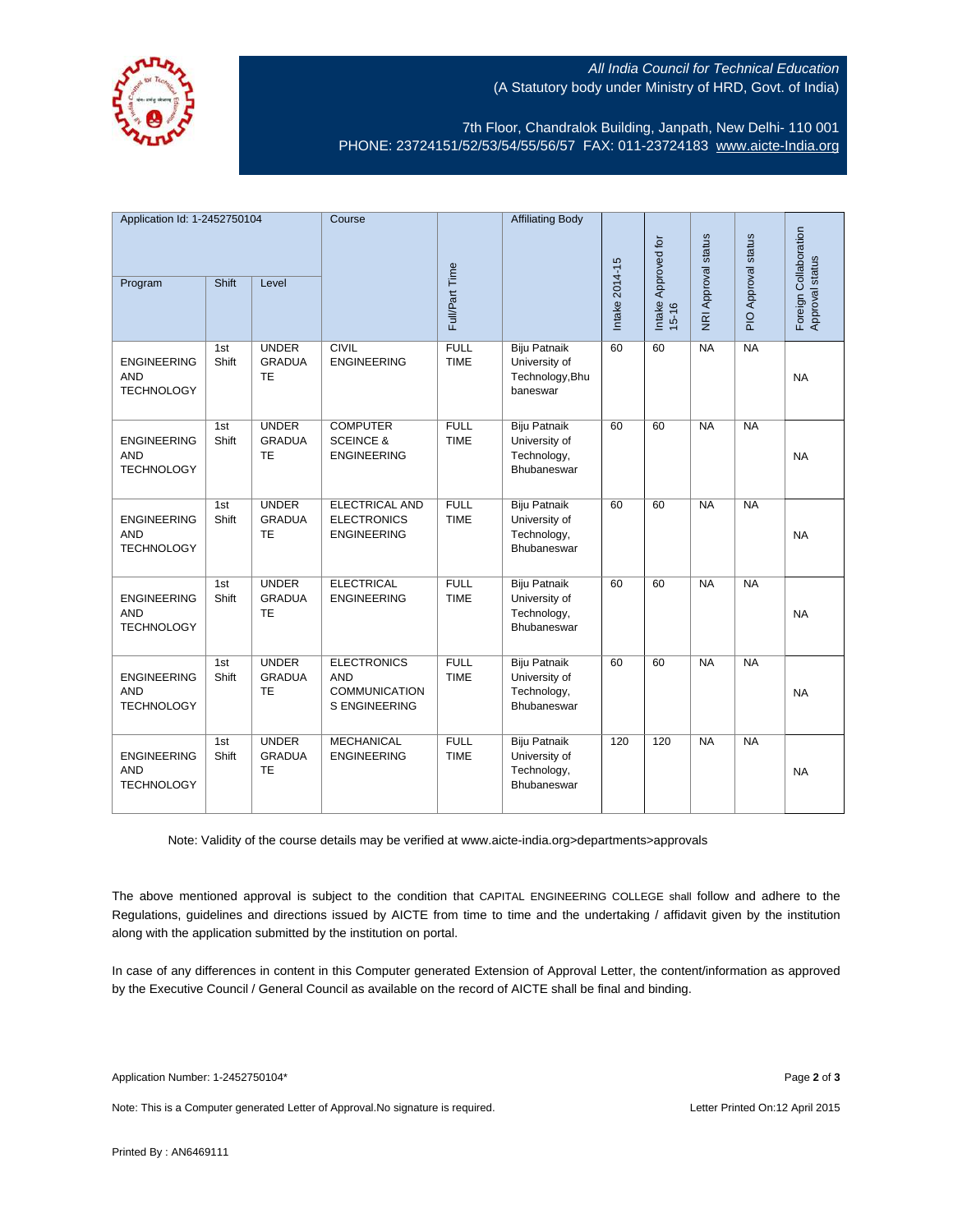All India Council for Technical Education
(A Statutory body under Ministry of HRD, Govt. of India)

7th Floor, Chandralok Building, Janpath, New Delhi- 110 001
PHONE: 23724151/52/53/54/55/56/57 FAX: 011-23724183 www.aicte-India.org

| Application Id: 1-2452750104 | | | Course | Full/Part Time | Affiliating Body | Intake 2014-15 | Intake Approved for 15-16 | NRI Approval status | PIO Approval status | Foreign Collaboration Approval status |
|---|---|---|---|---|---|---|---|---|---|---|
| Program | Shift | Level | | | | | | | | |
| ENGINEERING AND TECHNOLOGY | 1st Shift | UNDER GRADUATE | CIVIL ENGINEERING | FULL TIME | Biju Patnaik University of Technology,Bhubaneswar | 60 | 60 | NA | NA | NA |
| ENGINEERING AND TECHNOLOGY | 1st Shift | UNDER GRADUATE | COMPUTER SCEINCE & ENGINEERING | FULL TIME | Biju Patnaik University of Technology, Bhubaneswar | 60 | 60 | NA | NA | NA |
| ENGINEERING AND TECHNOLOGY | 1st Shift | UNDER GRADUATE | ELECTRICAL AND ELECTRONICS ENGINEERING | FULL TIME | Biju Patnaik University of Technology, Bhubaneswar | 60 | 60 | NA | NA | NA |
| ENGINEERING AND TECHNOLOGY | 1st Shift | UNDER GRADUATE | ELECTRICAL ENGINEERING | FULL TIME | Biju Patnaik University of Technology, Bhubaneswar | 60 | 60 | NA | NA | NA |
| ENGINEERING AND TECHNOLOGY | 1st Shift | UNDER GRADUATE | ELECTRONICS AND COMMUNICATIONS ENGINEERING | FULL TIME | Biju Patnaik University of Technology, Bhubaneswar | 60 | 60 | NA | NA | NA |
| ENGINEERING AND TECHNOLOGY | 1st Shift | UNDER GRADUATE | MECHANICAL ENGINEERING | FULL TIME | Biju Patnaik University of Technology, Bhubaneswar | 120 | 120 | NA | NA | NA |

Note: Validity of the course details may be verified at www.aicte-india.org>departments>approvals

The above mentioned approval is subject to the condition that CAPITAL ENGINEERING COLLEGE shall follow and adhere to the Regulations, guidelines and directions issued by AICTE from time to time and the undertaking / affidavit given by the institution along with the application submitted by the institution on portal.

In case of any differences in content in this Computer generated Extension of Approval Letter, the content/information as approved by the Executive Council / General Council as available on the record of AICTE shall be final and binding.

Application Number: 1-2452750104*

Note: This is a Computer generated Letter of Approval.No signature is required.

Letter Printed On:12 April 2015

Printed By : AN6469111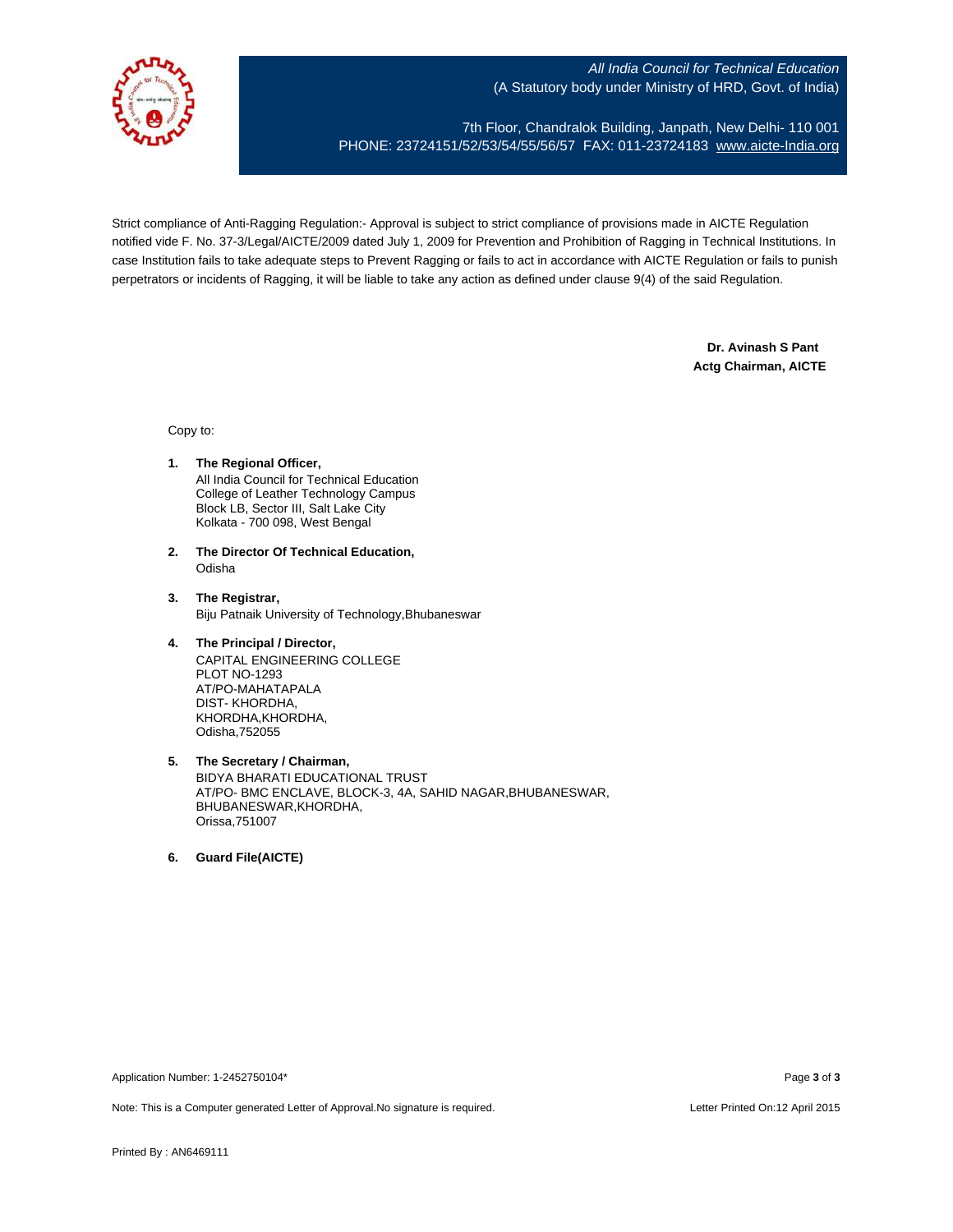*All India Council for Technical Education*
(A Statutory body under Ministry of HRD, Govt. of India)

7th Floor, Chandralok Building, Janpath, New Delhi- 110 001
PHONE: 23724151/52/53/54/55/56/57 FAX: 011-23724183 www.aicte-India.org

Strict compliance of Anti-Ragging Regulation:- Approval is subject to strict compliance of provisions made in AICTE Regulation notified vide F. No. 37-3/Legal/AICTE/2009 dated July 1, 2009 for Prevention and Prohibition of Ragging in Technical Institutions. In case Institution fails to take adequate steps to Prevent Ragging or fails to act in accordance with AICTE Regulation or fails to punish perpetrators or incidents of Ragging, it will be liable to take any action as defined under clause 9(4) of the said Regulation.

**Dr. Avinash S Pant**
**Actg Chairman, AICTE**

Copy to:

1. **The Regional Officer,**
   All India Council for Technical Education
   College of Leather Technology Campus
   Block LB, Sector III, Salt Lake City
   Kolkata - 700 098, West Bengal

2. **The Director Of Technical Education,**
   Odisha

3. **The Registrar,**
   Biju Patnaik University of Technology,Bhubaneswar

4. **The Principal / Director,**
   CAPITAL ENGINEERING COLLEGE
   PLOT NO-1293
   AT/PO-MAHATAPALA
   DIST- KHORDHA,
   KHORDHA,KHORDHA,
   Odisha,752055

5. **The Secretary / Chairman,**
   BIDYA BHARATI EDUCATIONAL TRUST
   AT/PO- BMC ENCLAVE, BLOCK-3, 4A, SAHID NAGAR,BHUBANESWAR,
   BHUBANESWAR,KHORDHA,
   Orissa,751007

6. **Guard File(AICTE)**

Application Number: 1-2452750104*

Note: This is a Computer generated Letter of Approval.No signature is required.

Letter Printed On:12 April 2015

Printed By : AN6469111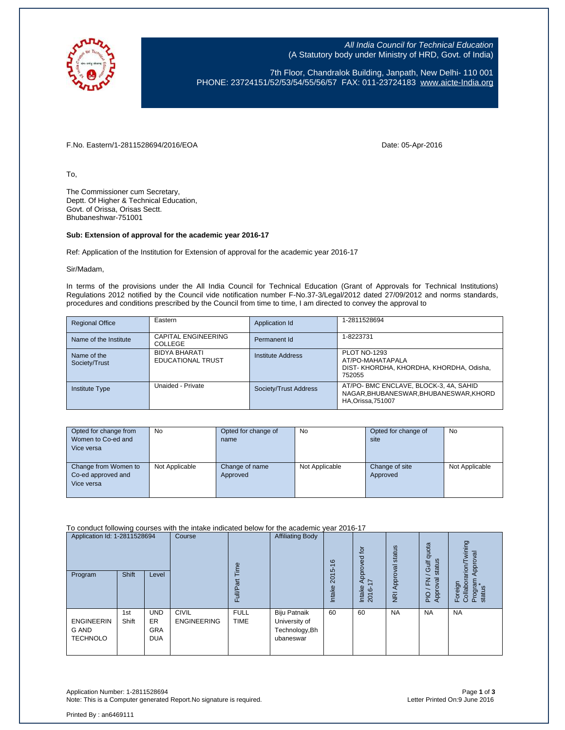All India Council for Technical Education
(A Statutory body under Ministry of HRD, Govt. of India)

7th Floor, Chandralok Building, Janpath, New Delhi- 110 001
PHONE: 23724151/52/53/54/55/56/57 FAX: 011-23724183 www.aicte-India.org

F.No. Eastern/1-2811528694/2016/EOA

Date: 05-Apr-2016

To,

The Commissioner cum Secretary,
Deptt. Of Higher & Technical Education,
Govt. of Orissa, Orisas Sectt.
Bhubaneshwar-751001

**Sub: Extension of approval for the academic year 2016-17**

Ref: Application of the Institution for Extension of approval for the academic year 2016-17

Sir/Madam,

In terms of the provisions under the All India Council for Technical Education (Grant of Approvals for Technical Institutions) Regulations 2012 notified by the Council vide notification number F-No.37-3/Legal/2012 dated 27/09/2012 and norms standards, procedures and conditions prescribed by the Council from time to time, I am directed to convey the approval to

| Regional Office | Eastern | Application Id | 1-2811528694 |
|---|---|---|---|
| Name of the Institute | CAPITAL ENGINEERING COLLEGE | Permanent Id | 1-8223731 |
| Name of the Society/Trust | BIDYA BHARATI EDUCATIONAL TRUST | Institute Address | PLOT NO-1293 AT/PO-MAHATAPALA DIST- KHORDHA, KHORDHA, KHORDHA, Odisha, 752055 |
| Institute Type | Unaided - Private | Society/Trust Address | AT/PO- BMC ENCLAVE, BLOCK-3, 4A, SAHID NAGAR,BHUBANESWAR,BHUBANESWAR,KHORDHA,Orissa,751007 |

| Opted for change from Women to Co-ed and Vice versa | No | Opted for change of name | No | Opted for change of site | No |
|---|---|---|---|---|---|
| Change from Women to Co-ed approved and Vice versa | Not Applicable | Change of name Approved | Not Applicable | Change of site Approved | Not Applicable |

To conduct following courses with the intake indicated below for the academic year 2016-17

| Application Id: 1-2811528694 | | | Course | Full/Part Time | Affiliating Body | Intake 2015-16 | Intake Approved for 2016-17 | NRI Approval status | PIO / FN / Gulf quota Approval status | Foreign Collaborarion/Twining Program Approval status* |
|---|---|---|---|---|---|---|---|---|---|---|
| Program | Shift | Level | | | | | | | | |
| ENGINEERING AND TECHNOLO | 1st Shift | UNDERGRADUA | CIVIL ENGINEERING | FULL TIME | Biju Patnaik University of Technology,Bhubaneswar | 60 | 60 | NA | NA | NA |

Application Number: 1-2811528694
Note: This is a Computer generated Report.No signature is required.

Letter Printed On:9 June 2016

Printed By : an6469111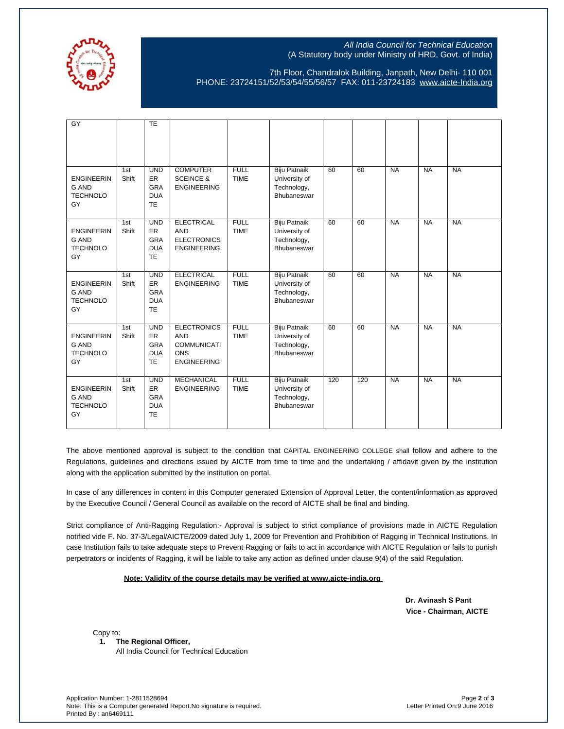| | | | | | | | | | | |
|---|---|---|---|---|---|---|---|---|---|---|
| GY | | TE | | | | | | | | |
| ENGINEERING AND TECHNOLOGY | 1st Shift | UNDER GRADUATE | COMPUTER SCEINCE & ENGINEERING | FULL TIME | Biju Patnaik University of Technology, Bhubaneswar | 60 | 60 | NA | NA | NA |
| ENGINEERING AND TECHNOLOGY | 1st Shift | UNDER GRADUATE | ELECTRICAL AND ELECTRONICS ENGINEERING | FULL TIME | Biju Patnaik University of Technology, Bhubaneswar | 60 | 60 | NA | NA | NA |
| ENGINEERING AND TECHNOLOGY | 1st Shift | UNDER GRADUATE | ELECTRICAL ENGINEERING | FULL TIME | Biju Patnaik University of Technology, Bhubaneswar | 60 | 60 | NA | NA | NA |
| ENGINEERING AND TECHNOLOGY | 1st Shift | UNDER GRADUATE | ELECTRONICS AND COMMUNICATIONS ENGINEERING | FULL TIME | Biju Patnaik University of Technology, Bhubaneswar | 60 | 60 | NA | NA | NA |
| ENGINEERING AND TECHNOLOGY | 1st Shift | UNDER GRADUATE | MECHANICAL ENGINEERING | FULL TIME | Biju Patnaik University of Technology, Bhubaneswar | 120 | 120 | NA | NA | NA |

The above mentioned approval is subject to the condition that CAPITAL ENGINEERING COLLEGE shall follow and adhere to the Regulations, guidelines and directions issued by AICTE from time to time and the undertaking / affidavit given by the institution along with the application submitted by the institution on portal.

In case of any differences in content in this Computer generated Extension of Approval Letter, the content/information as approved by the Executive Council / General Council as available on the record of AICTE shall be final and binding.

Strict compliance of Anti-Ragging Regulation:- Approval is subject to strict compliance of provisions made in AICTE Regulation notified vide F. No. 37-3/Legal/AICTE/2009 dated July 1, 2009 for Prevention and Prohibition of Ragging in Technical Institutions. In case Institution fails to take adequate steps to Prevent Ragging or fails to act in accordance with AICTE Regulation or fails to punish perpetrators or incidents of Ragging, it will be liable to take any action as defined under clause 9(4) of the said Regulation.

**Note: Validity of the course details may be verified at www.aicte-india.org**

**Dr. Avinash S Pant**
**Vice - Chairman, AICTE**

Copy to:

1. **The Regional Officer,**
   All India Council for Technical Education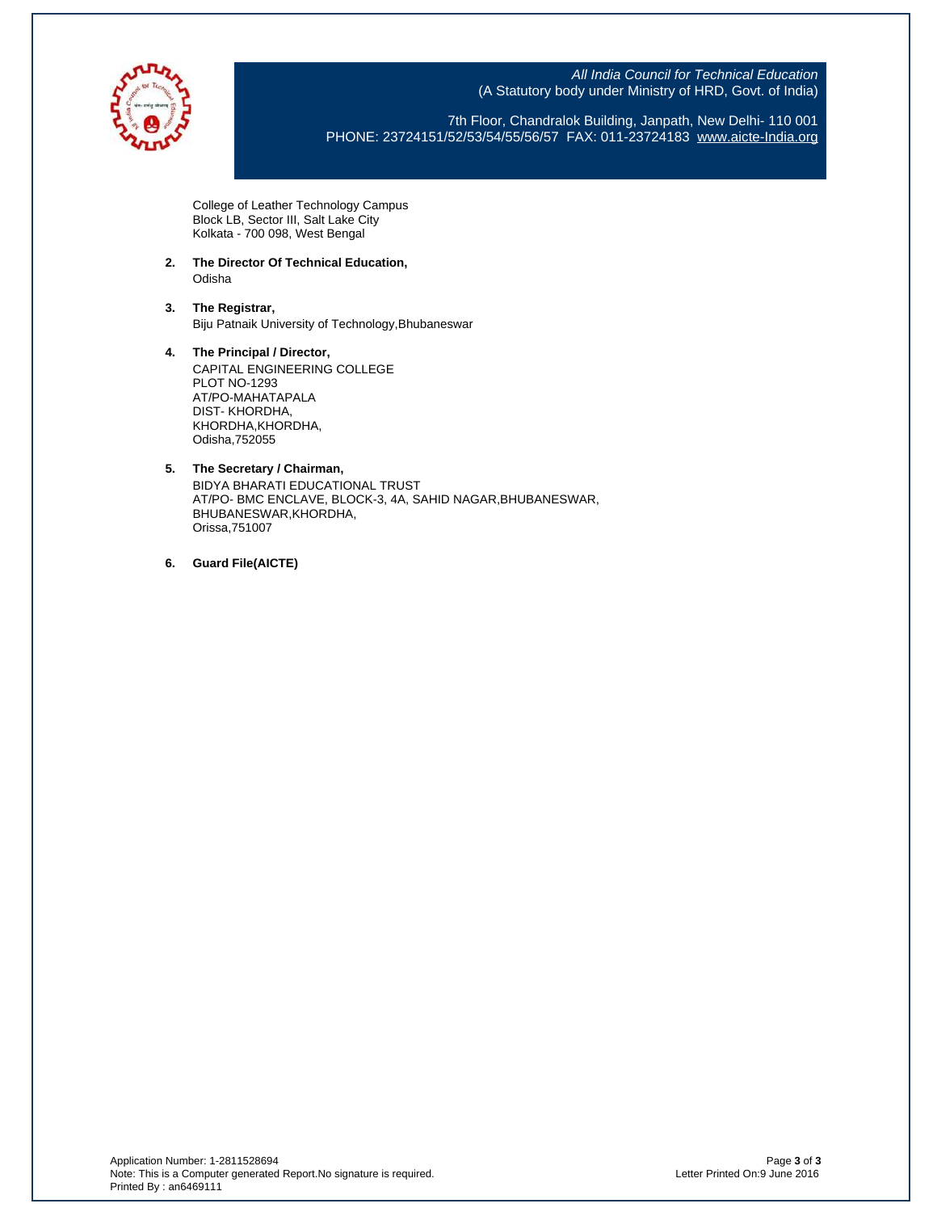College of Leather Technology Campus
Block LB, Sector III, Salt Lake City
Kolkata - 700 098, West Bengal

2. **The Director Of Technical Education,**
   Odisha

3. **The Registrar,**
   Biju Patnaik University of Technology,Bhubaneswar

4. **The Principal / Director,**
   CAPITAL ENGINEERING COLLEGE
   PLOT NO-1293
   AT/PO-MAHATAPALA
   DIST- KHORDHA,
   KHORDHA,KHORDHA,
   Odisha,752055

5. **The Secretary / Chairman,**
   BIDYA BHARATI EDUCATIONAL TRUST
   AT/PO- BMC ENCLAVE, BLOCK-3, 4A, SAHID NAGAR,BHUBANESWAR,
   BHUBANESWAR,KHORDHA,
   Orissa,751007

6. **Guard File(AICTE)**

Application Number: 1-2811528694
Note: This is a Computer generated Report.No signature is required.
Printed By : an6469111

Letter Printed On:9 June 2016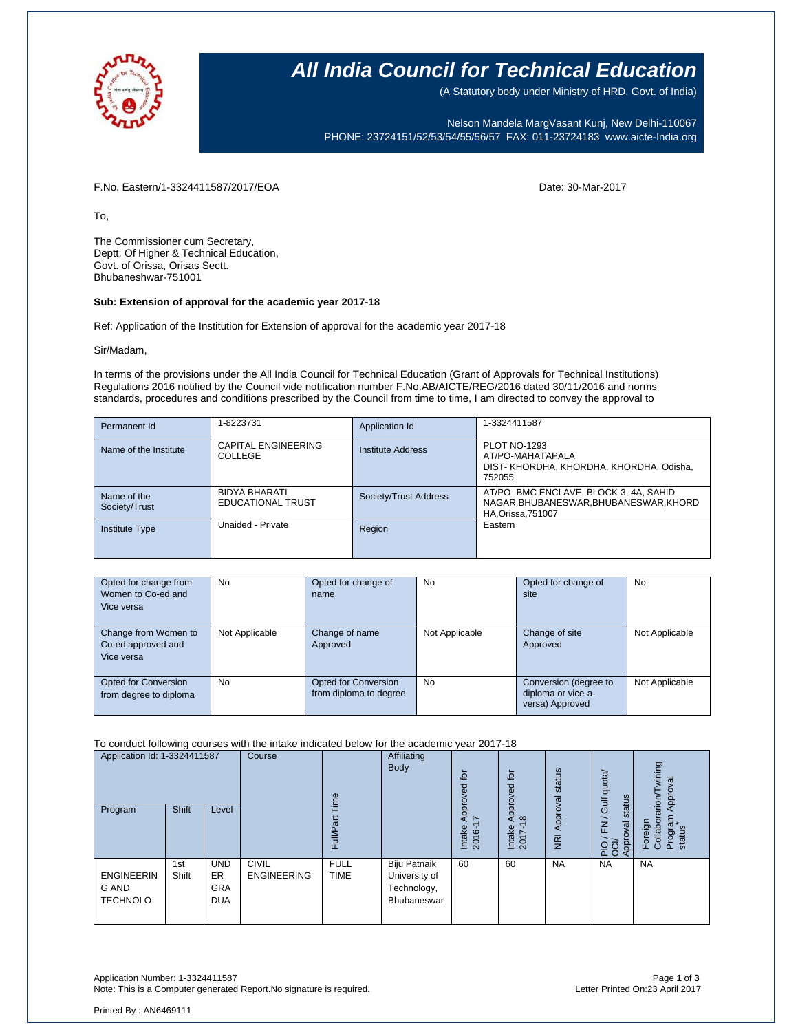# All India Council for Technical Education

(A Statutory body under Ministry of HRD, Govt. of India)

Nelson Mandela MargVasant Kunj, New Delhi-110067
PHONE: 23724151/52/53/54/55/56/57 FAX: 011-23724183 www.aicte-India.org

F.No. Eastern/1-3324411587/2017/EOA Date: 30-Mar-2017

To,

The Commissioner cum Secretary,
Deptt. Of Higher & Technical Education,
Govt. of Orissa, Orisas Sectt.
Bhubaneshwar-751001

**Sub: Extension of approval for the academic year 2017-18**

Ref: Application of the Institution for Extension of approval for the academic year 2017-18

Sir/Madam,

In terms of the provisions under the All India Council for Technical Education (Grant of Approvals for Technical Institutions) Regulations 2016 notified by the Council vide notification number F.No.AB/AICTE/REG/2016 dated 30/11/2016 and norms standards, procedures and conditions prescribed by the Council from time to time, I am directed to convey the approval to

| Permanent Id | 1-8223731 | Application Id | 1-3324411587 |
|---|---|---|---|
| Name of the Institute | CAPITAL ENGINEERING COLLEGE | Institute Address | PLOT NO-1293 AT/PO-MAHATAPALA DIST- KHORDHA, KHORDHA, KHORDHA, Odisha, 752055 |
| Name of the Society/Trust | BIDYA BHARATI EDUCATIONAL TRUST | Society/Trust Address | AT/PO- BMC ENCLAVE, BLOCK-3, 4A, SAHID NAGAR,BHUBANESWAR,BHUBANESWAR,KHORDHA,Orissa,751007 |
| Institute Type | Unaided - Private | Region | Eastern |

| Opted for change from Women to Co-ed and Vice versa | No | Opted for change of name | No | Opted for change of site | No |
|---|---|---|---|---|---|
| Change from Women to Co-ed approved and Vice versa | Not Applicable | Change of name Approved | Not Applicable | Change of site Approved | Not Applicable |
| Opted for Conversion from degree to diploma | No | Opted for Conversion from diploma to degree | No | Conversion (degree to diploma or vice-a-versa) Approved | Not Applicable |

To conduct following courses with the intake indicated below for the academic year 2017-18

| Application Id: 1-3324411587 | | | Course | Full/Part Time | Affiliating Body | Intake Approved for 2016-17 | Intake Approved for 2017-18 | NRI Approval status | PIO / FN / Gulf quota/ OCI/ Approval status | Foreign Collaborarion/Twining Program Approval status* |
|---|---|---|---|---|---|---|---|---|---|---|
| Program | Shift | Level | | | | | | | | |
| ENGINEERING AND TECHNOLO | 1st Shift | UNDER GRADUA | CIVIL ENGINEERING | FULL TIME | Biju Patnaik University of Technology, Bhubaneswar | 60 | 60 | NA | NA | NA |

Application Number: 1-3324411587
Note: This is a Computer generated Report.No signature is required.

Letter Printed On:23 April 2017

Printed By : AN6469111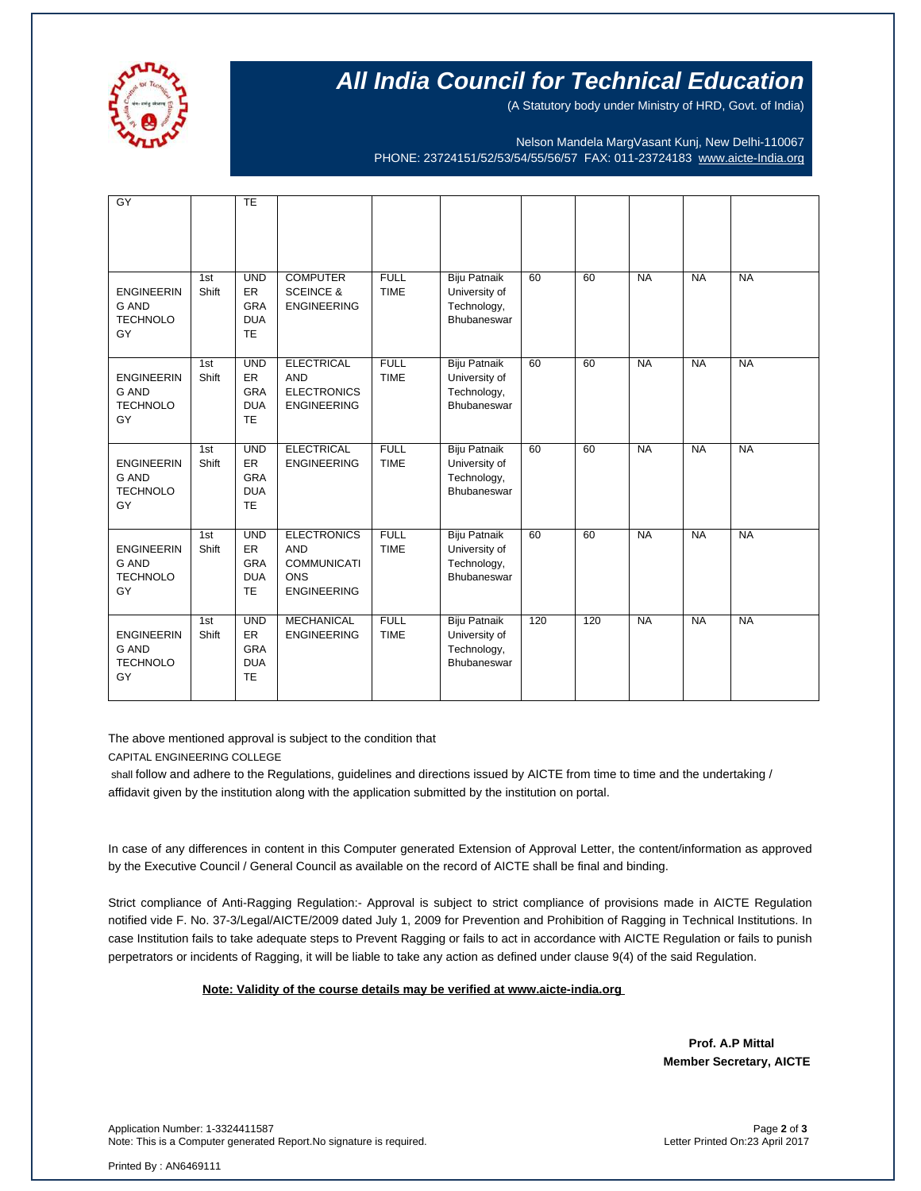# All India Council for Technical Education

(A Statutory body under Ministry of HRD, Govt. of India)

Nelson Mandela MargVasant Kunj, New Delhi-110067
PHONE: 23724151/52/53/54/55/56/57 FAX: 011-23724183 www.aicte-India.org

| | | | | | | | | | | |
|---|---|---|---|---|---|---|---|---|---|---|
| GY | | TE | | | | | | | | |
| ENGINEERING AND TECHNOLOGY | 1st Shift | UNDER GRADUATE | COMPUTER SCEINCE & ENGINEERING | FULL TIME | Biju Patnaik University of Technology, Bhubaneswar | 60 | 60 | NA | NA | NA |
| ENGINEERING AND TECHNOLOGY | 1st Shift | UNDER GRADUATE | ELECTRICAL AND ELECTRONICS ENGINEERING | FULL TIME | Biju Patnaik University of Technology, Bhubaneswar | 60 | 60 | NA | NA | NA |
| ENGINEERING AND TECHNOLOGY | 1st Shift | UNDER GRADUATE | ELECTRICAL ENGINEERING | FULL TIME | Biju Patnaik University of Technology, Bhubaneswar | 60 | 60 | NA | NA | NA |
| ENGINEERING AND TECHNOLOGY | 1st Shift | UNDER GRADUATE | ELECTRONICS AND COMMUNICATIONS ENGINEERING | FULL TIME | Biju Patnaik University of Technology, Bhubaneswar | 60 | 60 | NA | NA | NA |
| ENGINEERING AND TECHNOLOGY | 1st Shift | UNDER GRADUATE | MECHANICAL ENGINEERING | FULL TIME | Biju Patnaik University of Technology, Bhubaneswar | 120 | 120 | NA | NA | NA |

The above mentioned approval is subject to the condition that

CAPITAL ENGINEERING COLLEGE

shall follow and adhere to the Regulations, guidelines and directions issued by AICTE from time to time and the undertaking / affidavit given by the institution along with the application submitted by the institution on portal.

In case of any differences in content in this Computer generated Extension of Approval Letter, the content/information as approved by the Executive Council / General Council as available on the record of AICTE shall be final and binding.

Strict compliance of Anti-Ragging Regulation:- Approval is subject to strict compliance of provisions made in AICTE Regulation notified vide F. No. 37-3/Legal/AICTE/2009 dated July 1, 2009 for Prevention and Prohibition of Ragging in Technical Institutions. In case Institution fails to take adequate steps to Prevent Ragging or fails to act in accordance with AICTE Regulation or fails to punish perpetrators or incidents of Ragging, it will be liable to take any action as defined under clause 9(4) of the said Regulation.

**Note: Validity of the course details may be verified at www.aicte-india.org**

**Prof. A.P Mittal**
**Member Secretary, AICTE**

Application Number: 1-3324411587
Note: This is a Computer generated Report.No signature is required.

Letter Printed On:23 April 2017

Printed By : AN6469111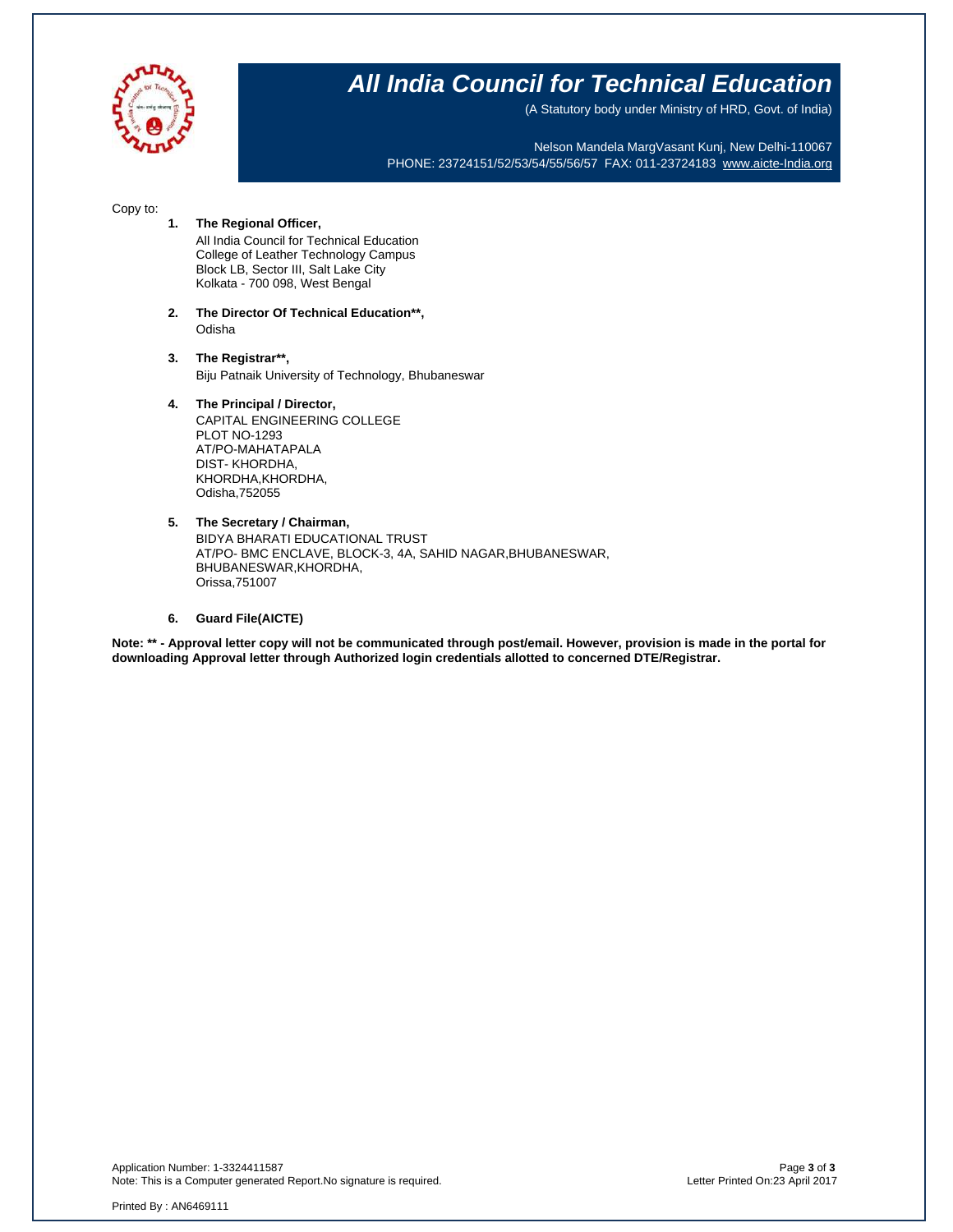# All India Council for Technical Education

(A Statutory body under Ministry of HRD, Govt. of India)

Nelson Mandela MargVasant Kunj, New Delhi-110067
PHONE: 23724151/52/53/54/55/56/57 FAX: 011-23724183 www.aicte-India.org

Copy to:

1. **The Regional Officer,**
   All India Council for Technical Education
   College of Leather Technology Campus
   Block LB, Sector III, Salt Lake City
   Kolkata - 700 098, West Bengal

2. **The Director Of Technical Education\*\*,**
   Odisha

3. **The Registrar\*\*,**
   Biju Patnaik University of Technology, Bhubaneswar

4. **The Principal / Director,**
   CAPITAL ENGINEERING COLLEGE
   PLOT NO-1293
   AT/PO-MAHATAPALA
   DIST- KHORDHA,
   KHORDHA,KHORDHA,
   Odisha,752055

5. **The Secretary / Chairman,**
   BIDYA BHARATI EDUCATIONAL TRUST
   AT/PO- BMC ENCLAVE, BLOCK-3, 4A, SAHID NAGAR,BHUBANESWAR,
   BHUBANESWAR,KHORDHA,
   Orissa,751007

6. **Guard File(AICTE)**

**Note: \*\* - Approval letter copy will not be communicated through post/email. However, provision is made in the portal for downloading Approval letter through Authorized login credentials allotted to concerned DTE/Registrar.**

Application Number: 1-3324411587
Note: This is a Computer generated Report.No signature is required.

Letter Printed On:23 April 2017

Printed By : AN6469111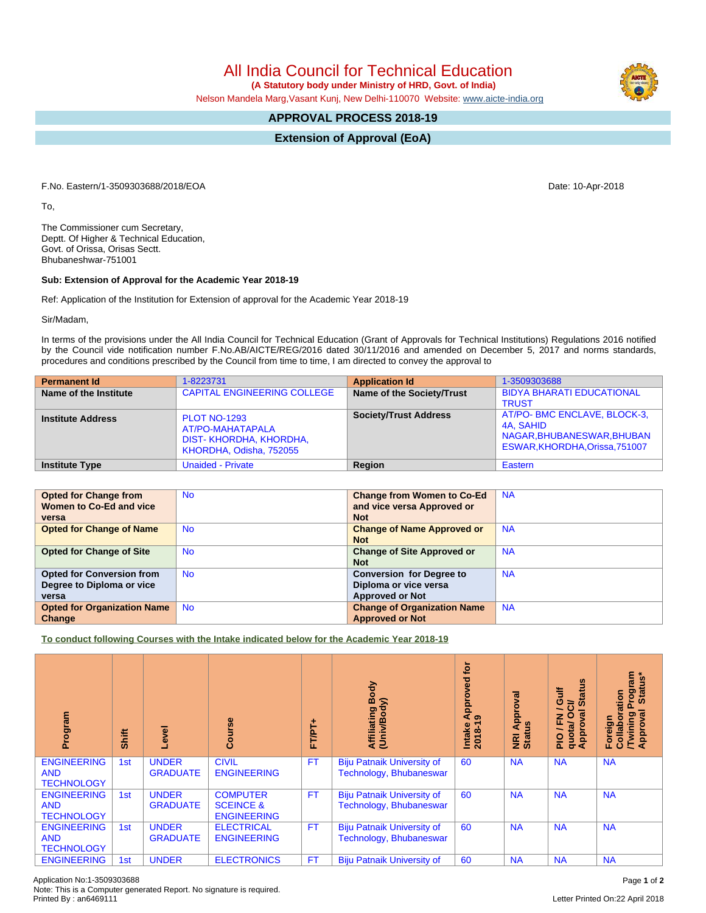# All India Council for Technical Education

**(A Statutory body under Ministry of HRD, Govt. of India)**

Nelson Mandela Marg,Vasant Kunj, New Delhi-110070 Website: www.aicte-india.org

## APPROVAL PROCESS 2018-19

## Extension of Approval (EoA)

F.No. Eastern/1-3509303688/2018/EOA

Date: 10-Apr-2018

To,

The Commissioner cum Secretary,
Deptt. Of Higher & Technical Education,
Govt. of Orissa, Orisas Sectt.
Bhubaneshwar-751001

**Sub: Extension of Approval for the Academic Year 2018-19**

Ref: Application of the Institution for Extension of approval for the Academic Year 2018-19

Sir/Madam,

In terms of the provisions under the All India Council for Technical Education (Grant of Approvals for Technical Institutions) Regulations 2016 notified by the Council vide notification number F.No.AB/AICTE/REG/2016 dated 30/11/2016 and amended on December 5, 2017 and norms standards, procedures and conditions prescribed by the Council from time to time, I am directed to convey the approval to

| Permanent Id | 1-8223731 | Application Id | 1-3509303688 |
|---|---|---|---|
| Name of the Institute | CAPITAL ENGINEERING COLLEGE | Name of the Society/Trust | BIDYA BHARATI EDUCATIONAL TRUST |
| Institute Address | PLOT NO-1293 AT/PO-MAHATAPALA DIST- KHORDHA, KHORDHA, KHORDHA, Odisha, 752055 | Society/Trust Address | AT/PO- BMC ENCLAVE, BLOCK-3, 4A, SAHID NAGAR,BHUBANESWAR,BHUBANESWAR,KHORDHA,Orissa,751007 |
| Institute Type | Unaided - Private | Region | Eastern |

| Opted for Change from Women to Co-Ed and vice versa | No | Change from Women to Co-Ed and vice versa Approved or Not | NA |
|---|---|---|---|
| Opted for Change of Name | No | Change of Name Approved or Not | NA |
| Opted for Change of Site | No | Change of Site Approved or Not | NA |
| Opted for Conversion from Degree to Diploma or vice versa | No | Conversion for Degree to Diploma or vice versa Approved or Not | NA |
| Opted for Organization Name Change | No | Change of Organization Name Approved or Not | NA |

**To conduct following Courses with the Intake indicated below for the Academic Year 2018-19**

| Program | Shift | Level | Course | FT/PT+ | Affiliating Body (Univ/Body) | Intake Approved for 2018-19 | NRI Approval Status | PIO / FN / Gulf quota/ OCI/ Approval Status | Foreign Collaboration /Twining Program Approval Status* |
|---|---|---|---|---|---|---|---|---|---|
| ENGINEERING AND TECHNOLOGY | 1st | UNDER GRADUATE | CIVIL ENGINEERING | FT | Biju Patnaik University of Technology, Bhubaneswar | 60 | NA | NA | NA |
| ENGINEERING AND TECHNOLOGY | 1st | UNDER GRADUATE | COMPUTER SCEINCE & ENGINEERING | FT | Biju Patnaik University of Technology, Bhubaneswar | 60 | NA | NA | NA |
| ENGINEERING AND TECHNOLOGY | 1st | UNDER GRADUATE | ELECTRICAL ENGINEERING | FT | Biju Patnaik University of Technology, Bhubaneswar | 60 | NA | NA | NA |
| ENGINEERING | 1st | UNDER | ELECTRONICS | FT | Biju Patnaik University of | 60 | NA | NA | NA |

Application No:1-3509303688
Note: This is a Computer generated Report. No signature is required.
Printed By : an6469111

Letter Printed On:22 April 2018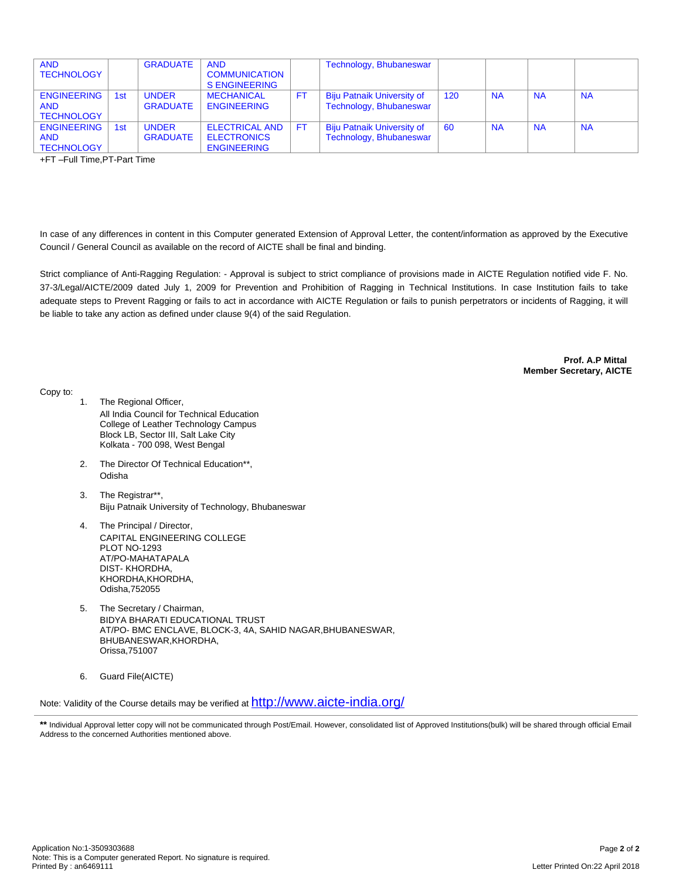| AND TECHNOLOGY | | GRADUATE | AND COMMUNICATION S ENGINEERING | | Technology, Bhubaneswar | | | | |
|---|---|---|---|---|---|---|---|---|---|
| ENGINEERING AND TECHNOLOGY | 1st | UNDER GRADUATE | MECHANICAL ENGINEERING | FT | Biju Patnaik University of Technology, Bhubaneswar | 120 | NA | NA | NA |
| ENGINEERING AND TECHNOLOGY | 1st | UNDER GRADUATE | ELECTRICAL AND ELECTRONICS ENGINEERING | FT | Biju Patnaik University of Technology, Bhubaneswar | 60 | NA | NA | NA |

+FT –Full Time,PT-Part Time

In case of any differences in content in this Computer generated Extension of Approval Letter, the content/information as approved by the Executive Council / General Council as available on the record of AICTE shall be final and binding.

Strict compliance of Anti-Ragging Regulation: - Approval is subject to strict compliance of provisions made in AICTE Regulation notified vide F. No. 37-3/Legal/AICTE/2009 dated July 1, 2009 for Prevention and Prohibition of Ragging in Technical Institutions. In case Institution fails to take adequate steps to Prevent Ragging or fails to act in accordance with AICTE Regulation or fails to punish perpetrators or incidents of Ragging, it will be liable to take any action as defined under clause 9(4) of the said Regulation.

**Prof. A.P Mittal**
**Member Secretary, AICTE**

Copy to:

1. The Regional Officer,
   All India Council for Technical Education
   College of Leather Technology Campus
   Block LB, Sector III, Salt Lake City
   Kolkata - 700 098, West Bengal

2. The Director Of Technical Education**,
   Odisha

3. The Registrar**,
   Biju Patnaik University of Technology, Bhubaneswar

4. The Principal / Director,
   CAPITAL ENGINEERING COLLEGE
   PLOT NO-1293
   AT/PO-MAHATAPALA
   DIST- KHORDHA,
   KHORDHA,KHORDHA,
   Odisha,752055

5. The Secretary / Chairman,
   BIDYA BHARATI EDUCATIONAL TRUST
   AT/PO- BMC ENCLAVE, BLOCK-3, 4A, SAHID NAGAR,BHUBANESWAR,
   BHUBANESWAR,KHORDHA,
   Orissa,751007

6. Guard File(AICTE)

Note: Validity of the Course details may be verified at http://www.aicte-india.org/

**\*\*** Individual Approval letter copy will not be communicated through Post/Email. However, consolidated list of Approved Institutions(bulk) will be shared through official Email Address to the concerned Authorities mentioned above.

Application No:1-3509303688
Note: This is a Computer generated Report. No signature is required.
Printed By : an6469111

Letter Printed On:22 April 2018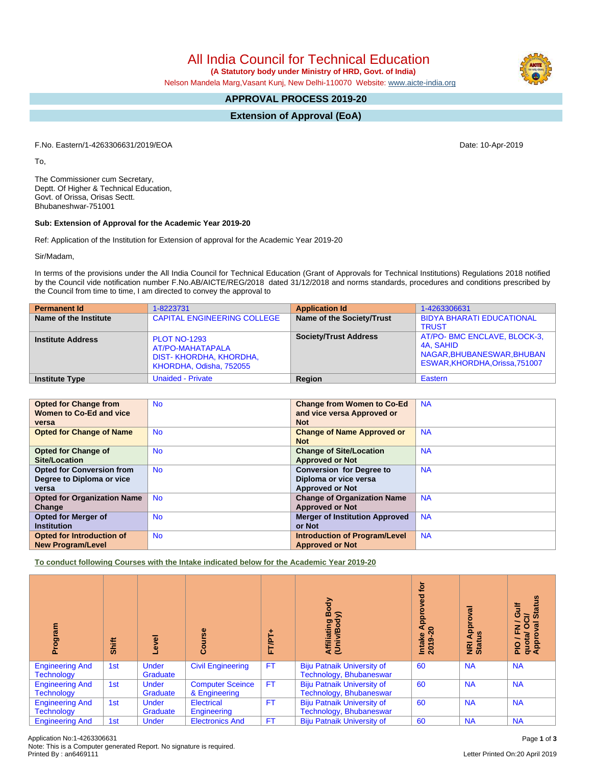# All India Council for Technical Education

**(A Statutory body under Ministry of HRD, Govt. of India)**

Nelson Mandela Marg,Vasant Kunj, New Delhi-110070 Website: www.aicte-india.org

## APPROVAL PROCESS 2019-20

## Extension of Approval (EoA)

F.No. Eastern/1-4263306631/2019/EOA

Date: 10-Apr-2019

To,

The Commissioner cum Secretary,
Deptt. Of Higher & Technical Education,
Govt. of Orissa, Orisas Sectt.
Bhubaneshwar-751001

**Sub: Extension of Approval for the Academic Year 2019-20**

Ref: Application of the Institution for Extension of approval for the Academic Year 2019-20

Sir/Madam,

In terms of the provisions under the All India Council for Technical Education (Grant of Approvals for Technical Institutions) Regulations 2018 notified by the Council vide notification number F.No.AB/AICTE/REG/2018 dated 31/12/2018 and norms standards, procedures and conditions prescribed by the Council from time to time, I am directed to convey the approval to

| Permanent Id | 1-8223731 | Application Id | 1-4263306631 |
|---|---|---|---|
| Name of the Institute | CAPITAL ENGINEERING COLLEGE | Name of the Society/Trust | BIDYA BHARATI EDUCATIONAL TRUST |
| Institute Address | PLOT NO-1293 AT/PO-MAHATAPALA DIST- KHORDHA, KHORDHA, KHORDHA, Odisha, 752055 | Society/Trust Address | AT/PO- BMC ENCLAVE, BLOCK-3, 4A, SAHID NAGAR,BHUBANESWAR,BHUBANESWAR,KHORDHA,Orissa,751007 |
| Institute Type | Unaided - Private | Region | Eastern |

| Opted for Change from Women to Co-Ed and vice versa | No | Change from Women to Co-Ed and vice versa Approved or Not | NA |
|---|---|---|---|
| Opted for Change of Name | No | Change of Name Approved or Not | NA |
| Opted for Change of Site/Location | No | Change of Site/Location Approved or Not | NA |
| Opted for Conversion from Degree to Diploma or vice versa | No | Conversion for Degree to Diploma or vice versa Approved or Not | NA |
| Opted for Organization Name Change | No | Change of Organization Name Approved or Not | NA |
| Opted for Merger of Institution | No | Merger of Institution Approved or Not | NA |
| Opted for Introduction of New Program/Level | No | Introduction of Program/Level Approved or Not | NA |

**To conduct following Courses with the Intake indicated below for the Academic Year 2019-20**

| Program | Shift | Level | Course | FT/PT+ | Affiliating Body (Univ/Body) | Intake Approved for 2019-20 | NRI Approval Status | PIO / FN / Gulf quota/ OCI/ Approval Status |
|---|---|---|---|---|---|---|---|---|
| Engineering And Technology | 1st | Under Graduate | Civil Engineering | FT | Biju Patnaik University of Technology, Bhubaneswar | 60 | NA | NA |
| Engineering And Technology | 1st | Under Graduate | Computer Sceince & Engineering | FT | Biju Patnaik University of Technology, Bhubaneswar | 60 | NA | NA |
| Engineering And Technology | 1st | Under Graduate | Electrical Engineering | FT | Biju Patnaik University of Technology, Bhubaneswar | 60 | NA | NA |
| Engineering And | 1st | Under | Electronics And | FT | Biju Patnaik University of | 60 | NA | NA |

Application No:1-4263306631
Note: This is a Computer generated Report. No signature is required.
Printed By : an6469111

Letter Printed On:20 April 2019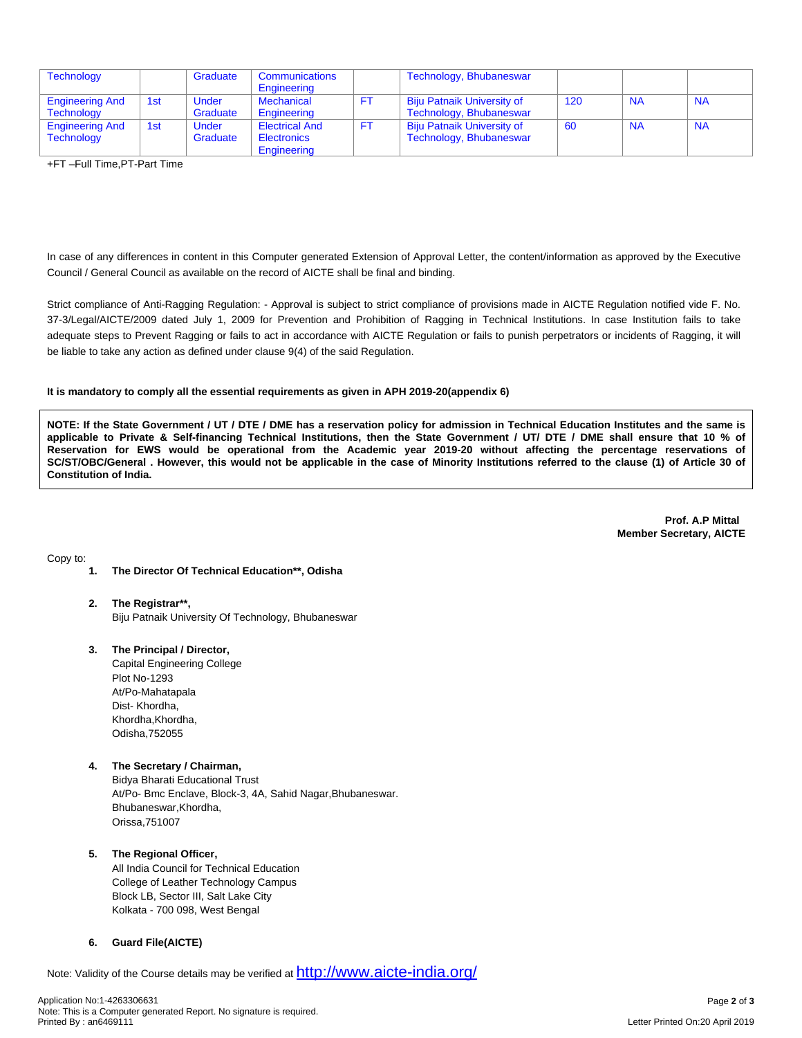| Technology | | Graduate | Communications Engineering | | Technology, Bhubaneswar | | | |
|---|---|---|---|---|---|---|---|---|
| Engineering And Technology | 1st | Under Graduate | Mechanical Engineering | FT | Biju Patnaik University of Technology, Bhubaneswar | 120 | NA | NA |
| Engineering And Technology | 1st | Under Graduate | Electrical And Electronics Engineering | FT | Biju Patnaik University of Technology, Bhubaneswar | 60 | NA | NA |

+FT –Full Time,PT-Part Time

In case of any differences in content in this Computer generated Extension of Approval Letter, the content/information as approved by the Executive Council / General Council as available on the record of AICTE shall be final and binding.

Strict compliance of Anti-Ragging Regulation: - Approval is subject to strict compliance of provisions made in AICTE Regulation notified vide F. No. 37-3/Legal/AICTE/2009 dated July 1, 2009 for Prevention and Prohibition of Ragging in Technical Institutions. In case Institution fails to take adequate steps to Prevent Ragging or fails to act in accordance with AICTE Regulation or fails to punish perpetrators or incidents of Ragging, it will be liable to take any action as defined under clause 9(4) of the said Regulation.

**It is mandatory to comply all the essential requirements as given in APH 2019-20(appendix 6)**

**NOTE: If the State Government / UT / DTE / DME has a reservation policy for admission in Technical Education Institutes and the same is applicable to Private & Self-financing Technical Institutions, then the State Government / UT/ DTE / DME shall ensure that 10 % of Reservation for EWS would be operational from the Academic year 2019-20 without affecting the percentage reservations of SC/ST/OBC/General . However, this would not be applicable in the case of Minority Institutions referred to the clause (1) of Article 30 of Constitution of India.**

**Prof. A.P Mittal**
**Member Secretary, AICTE**

Copy to:

1. **The Director Of Technical Education**, Odisha**

2. **The Registrar**,**
   Biju Patnaik University Of Technology, Bhubaneswar

3. **The Principal / Director,**
   Capital Engineering College
   Plot No-1293
   At/Po-Mahatapala
   Dist- Khordha,
   Khordha,Khordha,
   Odisha,752055

4. **The Secretary / Chairman,**
   Bidya Bharati Educational Trust
   At/Po- Bmc Enclave, Block-3, 4A, Sahid Nagar,Bhubaneswar.
   Bhubaneswar,Khordha,
   Orissa,751007

5. **The Regional Officer,**
   All India Council for Technical Education
   College of Leather Technology Campus
   Block LB, Sector III, Salt Lake City
   Kolkata - 700 098, West Bengal

6. **Guard File(AICTE)**

Note: Validity of the Course details may be verified at http://www.aicte-india.org/

Application No:1-4263306631
Note: This is a Computer generated Report. No signature is required.
Printed By : an6469111

Letter Printed On:20 April 2019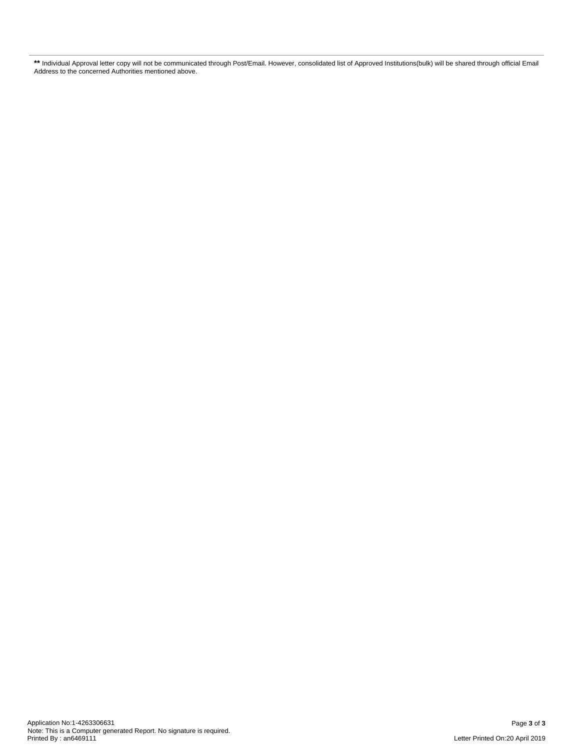** Individual Approval letter copy will not be communicated through Post/Email. However, consolidated list of Approved Institutions(bulk) will be shared through official Email Address to the concerned Authorities mentioned above.

Application No:1-4263306631
Note: This is a Computer generated Report. No signature is required.
Printed By : an6469111

Letter Printed On:20 April 2019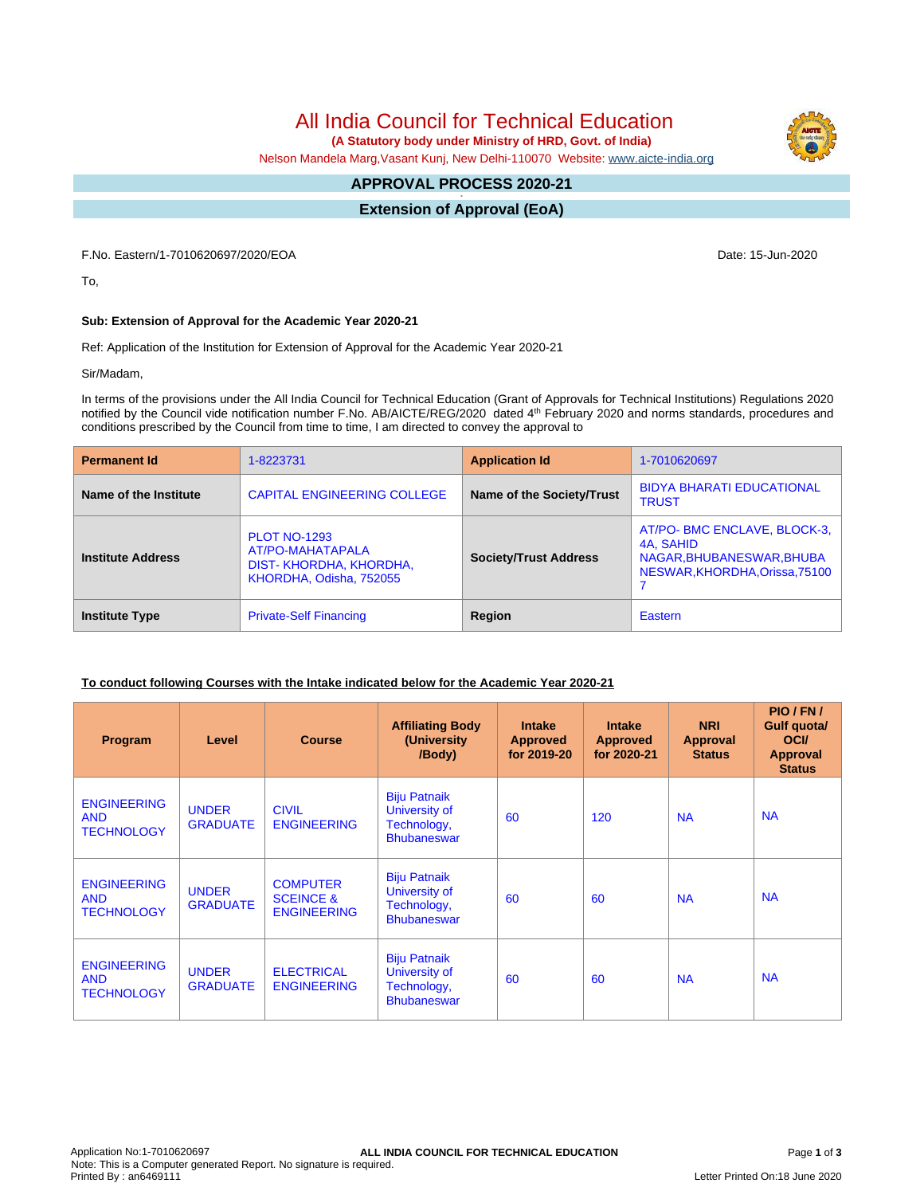# All India Council for Technical Education

**(A Statutory body under Ministry of HRD, Govt. of India)**

Nelson Mandela Marg,Vasant Kunj, New Delhi-110070 Website: www.aicte-india.org

## APPROVAL PROCESS 2020-21

## Extension of Approval (EoA)

F.No. Eastern/1-7010620697/2020/EOA

Date: 15-Jun-2020

To,

**Sub: Extension of Approval for the Academic Year 2020-21**

Ref: Application of the Institution for Extension of Approval for the Academic Year 2020-21

Sir/Madam,

In terms of the provisions under the All India Council for Technical Education (Grant of Approvals for Technical Institutions) Regulations 2020 notified by the Council vide notification number F.No. AB/AICTE/REG/2020 dated 4th February 2020 and norms standards, procedures and conditions prescribed by the Council from time to time, I am directed to convey the approval to

| **Permanent Id** | 1-8223731 | **Application Id** | 1-7010620697 |
|---|---|---|---|
| **Name of the Institute** | CAPITAL ENGINEERING COLLEGE | **Name of the Society/Trust** | BIDYA BHARATI EDUCATIONAL TRUST |
| **Institute Address** | PLOT NO-1293 AT/PO-MAHATAPALA DIST- KHORDHA, KHORDHA, KHORDHA, Odisha, 752055 | **Society/Trust Address** | AT/PO- BMC ENCLAVE, BLOCK-3, 4A, SAHID NAGAR,BHUBANESWAR,BHUBANESWAR,KHORDHA,Orissa,751007 |
| **Institute Type** | Private-Self Financing | **Region** | Eastern |

**To conduct following Courses with the Intake indicated below for the Academic Year 2020-21**

| Program | Level | Course | Affiliating Body (University /Body) | Intake Approved for 2019-20 | Intake Approved for 2020-21 | NRI Approval Status | PIO / FN / Gulf quota/ OCI/ Approval Status |
|---|---|---|---|---|---|---|---|
| ENGINEERING AND TECHNOLOGY | UNDER GRADUATE | CIVIL ENGINEERING | Biju Patnaik University of Technology, Bhubaneswar | 60 | 120 | NA | NA |
| ENGINEERING AND TECHNOLOGY | UNDER GRADUATE | COMPUTER SCEINCE & ENGINEERING | Biju Patnaik University of Technology, Bhubaneswar | 60 | 60 | NA | NA |
| ENGINEERING AND TECHNOLOGY | UNDER GRADUATE | ELECTRICAL ENGINEERING | Biju Patnaik University of Technology, Bhubaneswar | 60 | 60 | NA | NA |

Application No:1-7010620697
Note: This is a Computer generated Report. No signature is required.
Printed By : an6469111
Letter Printed On:18 June 2020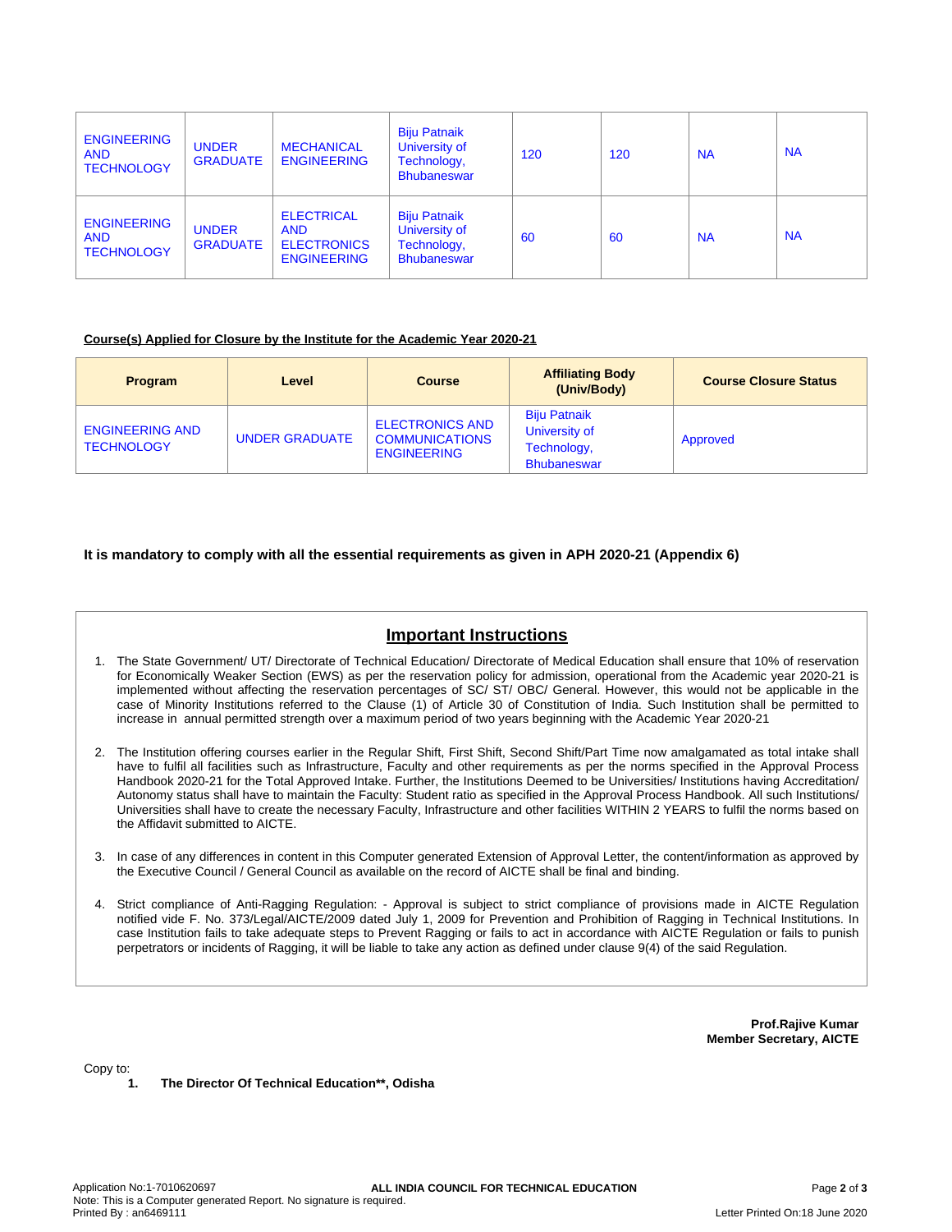| | | | | | | | |
|---|---|---|---|---|---|---|---|
| ENGINEERING AND TECHNOLOGY | UNDER GRADUATE | MECHANICAL ENGINEERING | Biju Patnaik University of Technology, Bhubaneswar | 120 | 120 | NA | NA |
| ENGINEERING AND TECHNOLOGY | UNDER GRADUATE | ELECTRICAL AND ELECTRONICS ENGINEERING | Biju Patnaik University of Technology, Bhubaneswar | 60 | 60 | NA | NA |

**Course(s) Applied for Closure by the Institute for the Academic Year 2020-21**

| Program | Level | Course | Affiliating Body (Univ/Body) | Course Closure Status |
|---|---|---|---|---|
| ENGINEERING AND TECHNOLOGY | UNDER GRADUATE | ELECTRONICS AND COMMUNICATIONS ENGINEERING | Biju Patnaik University of Technology, Bhubaneswar | Approved |

**It is mandatory to comply with all the essential requirements as given in APH 2020-21 (Appendix 6)**

## Important Instructions

1. The State Government/ UT/ Directorate of Technical Education/ Directorate of Medical Education shall ensure that 10% of reservation for Economically Weaker Section (EWS) as per the reservation policy for admission, operational from the Academic year 2020-21 is implemented without affecting the reservation percentages of SC/ ST/ OBC/ General. However, this would not be applicable in the case of Minority Institutions referred to the Clause (1) of Article 30 of Constitution of India. Such Institution shall be permitted to increase in annual permitted strength over a maximum period of two years beginning with the Academic Year 2020-21

2. The Institution offering courses earlier in the Regular Shift, First Shift, Second Shift/Part Time now amalgamated as total intake shall have to fulfil all facilities such as Infrastructure, Faculty and other requirements as per the norms specified in the Approval Process Handbook 2020-21 for the Total Approved Intake. Further, the Institutions Deemed to be Universities/ Institutions having Accreditation/ Autonomy status shall have to maintain the Faculty: Student ratio as specified in the Approval Process Handbook. All such Institutions/ Universities shall have to create the necessary Faculty, Infrastructure and other facilities WITHIN 2 YEARS to fulfil the norms based on the Affidavit submitted to AICTE.

3. In case of any differences in content in this Computer generated Extension of Approval Letter, the content/information as approved by the Executive Council / General Council as available on the record of AICTE shall be final and binding.

4. Strict compliance of Anti-Ragging Regulation: - Approval is subject to strict compliance of provisions made in AICTE Regulation notified vide F. No. 373/Legal/AICTE/2009 dated July 1, 2009 for Prevention and Prohibition of Ragging in Technical Institutions. In case Institution fails to take adequate steps to Prevent Ragging or fails to act in accordance with AICTE Regulation or fails to punish perpetrators or incidents of Ragging, it will be liable to take any action as defined under clause 9(4) of the said Regulation.

**Prof.Rajive Kumar**
**Member Secretary, AICTE**

Copy to:

1. **The Director Of Technical Education\*\*, Odisha**

Application No:1-7010620697 ALL INDIA COUNCIL FOR TECHNICAL EDUCATION
Note: This is a Computer generated Report. No signature is required.
Printed By : an6469111 Letter Printed On:18 June 2020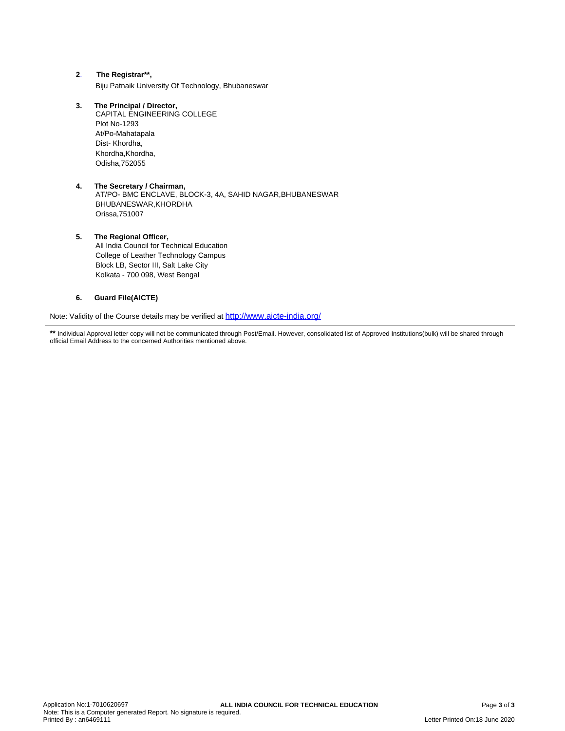2. **The Registrar\*\*,**
   Biju Patnaik University Of Technology, Bhubaneswar

3. **The Principal / Director,**
   CAPITAL ENGINEERING COLLEGE
   Plot No-1293
   At/Po-Mahatapala
   Dist- Khordha,
   Khordha,Khordha,
   Odisha,752055

4. **The Secretary / Chairman,**
   AT/PO- BMC ENCLAVE, BLOCK-3, 4A, SAHID NAGAR,BHUBANESWAR
   BHUBANESWAR,KHORDHA
   Orissa,751007

5. **The Regional Officer,**
   All India Council for Technical Education
   College of Leather Technology Campus
   Block LB, Sector III, Salt Lake City
   Kolkata - 700 098, West Bengal

6. **Guard File(AICTE)**

Note: Validity of the Course details may be verified at http://www.aicte-india.org/

---

**\*\*** Individual Approval letter copy will not be communicated through Post/Email. However, consolidated list of Approved Institutions(bulk) will be shared through official Email Address to the concerned Authorities mentioned above.

Application No:1-7010620697
Note: This is a Computer generated Report. No signature is required.
Printed By : an6469111
Letter Printed On:18 June 2020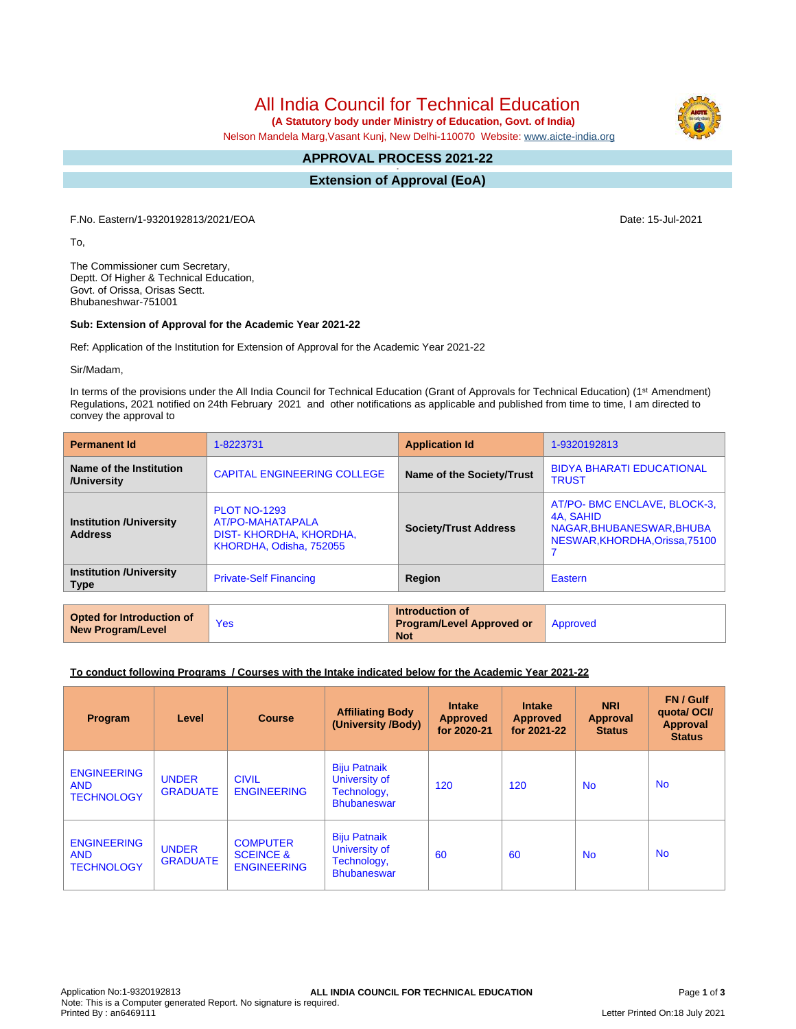# All India Council for Technical Education

**(A Statutory body under Ministry of Education, Govt. of India)**

Nelson Mandela Marg,Vasant Kunj, New Delhi-110070 Website: www.aicte-india.org

## APPROVAL PROCESS 2021-22

## Extension of Approval (EoA)

F.No. Eastern/1-9320192813/2021/EOA Date: 15-Jul-2021

To,

The Commissioner cum Secretary,
Deptt. Of Higher & Technical Education,
Govt. of Orissa, Orisas Sectt.
Bhubaneshwar-751001

**Sub: Extension of Approval for the Academic Year 2021-22**

Ref: Application of the Institution for Extension of Approval for the Academic Year 2021-22

Sir/Madam,

In terms of the provisions under the All India Council for Technical Education (Grant of Approvals for Technical Education) (1st Amendment) Regulations, 2021 notified on 24th February 2021 and other notifications as applicable and published from time to time, I am directed to convey the approval to

| **Permanent Id** | 1-8223731 | **Application Id** | 1-9320192813 |
|---|---|---|---|
| **Name of the Institution /University** | CAPITAL ENGINEERING COLLEGE | **Name of the Society/Trust** | BIDYA BHARATI EDUCATIONAL TRUST |
| **Institution /University Address** | PLOT NO-1293 AT/PO-MAHATAPALA DIST- KHORDHA, KHORDHA, KHORDHA, Odisha, 752055 | **Society/Trust Address** | AT/PO- BMC ENCLAVE, BLOCK-3, 4A, SAHID NAGAR,BHUBANESWAR,BHUBANESWAR,KHORDHA,Orissa,751007 |
| **Institution /University Type** | Private-Self Financing | **Region** | Eastern |

| **Opted for Introduction of New Program/Level** | Yes | **Introduction of Program/Level Approved or Not** | Approved |
|---|---|---|---|

**To conduct following Programs / Courses with the Intake indicated below for the Academic Year 2021-22**

| Program | Level | Course | Affiliating Body (University /Body) | Intake Approved for 2020-21 | Intake Approved for 2021-22 | NRI Approval Status | FN / Gulf quota/ OCI/ Approval Status |
|---|---|---|---|---|---|---|---|
| ENGINEERING AND TECHNOLOGY | UNDER GRADUATE | CIVIL ENGINEERING | Biju Patnaik University of Technology, Bhubaneswar | 120 | 120 | No | No |
| ENGINEERING AND TECHNOLOGY | UNDER GRADUATE | COMPUTER SCEINCE & ENGINEERING | Biju Patnaik University of Technology, Bhubaneswar | 60 | 60 | No | No |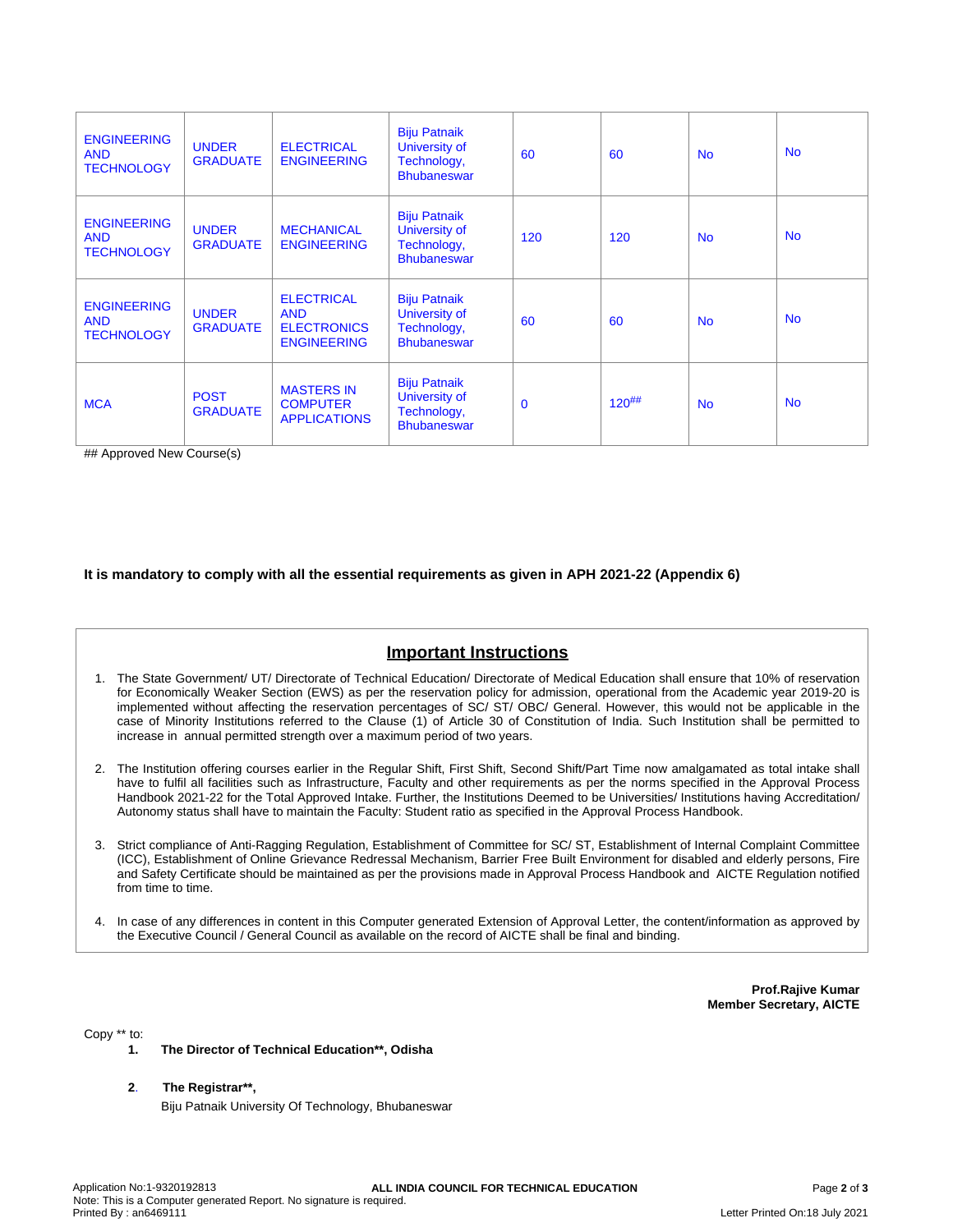| ENGINEERING AND TECHNOLOGY | UNDER GRADUATE | ELECTRICAL ENGINEERING | Biju Patnaik University of Technology, Bhubaneswar | 60 | 60 | No | No |
|---|---|---|---|---|---|---|---|
| ENGINEERING AND TECHNOLOGY | UNDER GRADUATE | MECHANICAL ENGINEERING | Biju Patnaik University of Technology, Bhubaneswar | 120 | 120 | No | No |
| ENGINEERING AND TECHNOLOGY | UNDER GRADUATE | ELECTRICAL AND ELECTRONICS ENGINEERING | Biju Patnaik University of Technology, Bhubaneswar | 60 | 60 | No | No |
| MCA | POST GRADUATE | MASTERS IN COMPUTER APPLICATIONS | Biju Patnaik University of Technology, Bhubaneswar | 0 | 120## | No | No |

## Approved New Course(s)

**It is mandatory to comply with all the essential requirements as given in APH 2021-22 (Appendix 6)**

## Important Instructions

1. The State Government/ UT/ Directorate of Technical Education/ Directorate of Medical Education shall ensure that 10% of reservation for Economically Weaker Section (EWS) as per the reservation policy for admission, operational from the Academic year 2019-20 is implemented without affecting the reservation percentages of SC/ ST/ OBC/ General. However, this would not be applicable in the case of Minority Institutions referred to the Clause (1) of Article 30 of Constitution of India. Such Institution shall be permitted to increase in annual permitted strength over a maximum period of two years.

2. The Institution offering courses earlier in the Regular Shift, First Shift, Second Shift/Part Time now amalgamated as total intake shall have to fulfil all facilities such as Infrastructure, Faculty and other requirements as per the norms specified in the Approval Process Handbook 2021-22 for the Total Approved Intake. Further, the Institutions Deemed to be Universities/ Institutions having Accreditation/ Autonomy status shall have to maintain the Faculty: Student ratio as specified in the Approval Process Handbook.

3. Strict compliance of Anti-Ragging Regulation, Establishment of Committee for SC/ ST, Establishment of Internal Complaint Committee (ICC), Establishment of Online Grievance Redressal Mechanism, Barrier Free Built Environment for disabled and elderly persons, Fire and Safety Certificate should be maintained as per the provisions made in Approval Process Handbook and AICTE Regulation notified from time to time.

4. In case of any differences in content in this Computer generated Extension of Approval Letter, the content/information as approved by the Executive Council / General Council as available on the record of AICTE shall be final and binding.

**Prof.Rajive Kumar**
**Member Secretary, AICTE**

Copy ** to:

1. **The Director of Technical Education**, Odisha**

2. **The Registrar**,**
   Biju Patnaik University Of Technology, Bhubaneswar

Application No:1-9320192813
Note: This is a Computer generated Report. No signature is required.
Printed By : an6469111
Letter Printed On:18 July 2021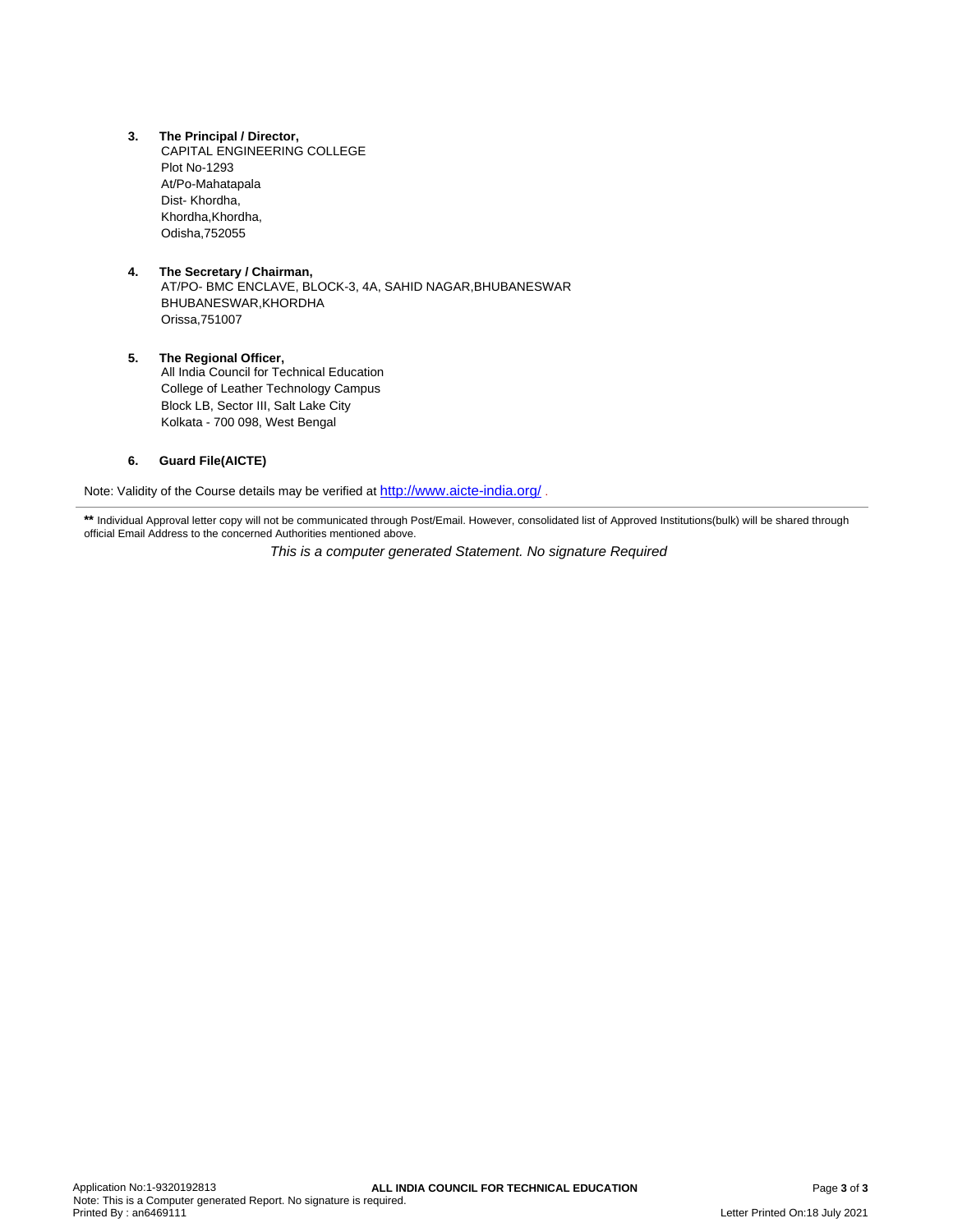3. **The Principal / Director,**
   CAPITAL ENGINEERING COLLEGE
   Plot No-1293
   At/Po-Mahatapala
   Dist- Khordha,
   Khordha,Khordha,
   Odisha,752055

4. **The Secretary / Chairman,**
   AT/PO- BMC ENCLAVE, BLOCK-3, 4A, SAHID NAGAR,BHUBANESWAR
   BHUBANESWAR,KHORDHA
   Orissa,751007

5. **The Regional Officer,**
   All India Council for Technical Education
   College of Leather Technology Campus
   Block LB, Sector III, Salt Lake City
   Kolkata - 700 098, West Bengal

6. **Guard File(AICTE)**

Note: Validity of the Course details may be verified at http://www.aicte-india.org/ .

---

**\*\*** Individual Approval letter copy will not be communicated through Post/Email. However, consolidated list of Approved Institutions(bulk) will be shared through official Email Address to the concerned Authorities mentioned above.

*This is a computer generated Statement. No signature Required*

Application No:1-9320192813
Note: This is a Computer generated Report. No signature is required.
Printed By : an6469111

Letter Printed On:18 July 2021